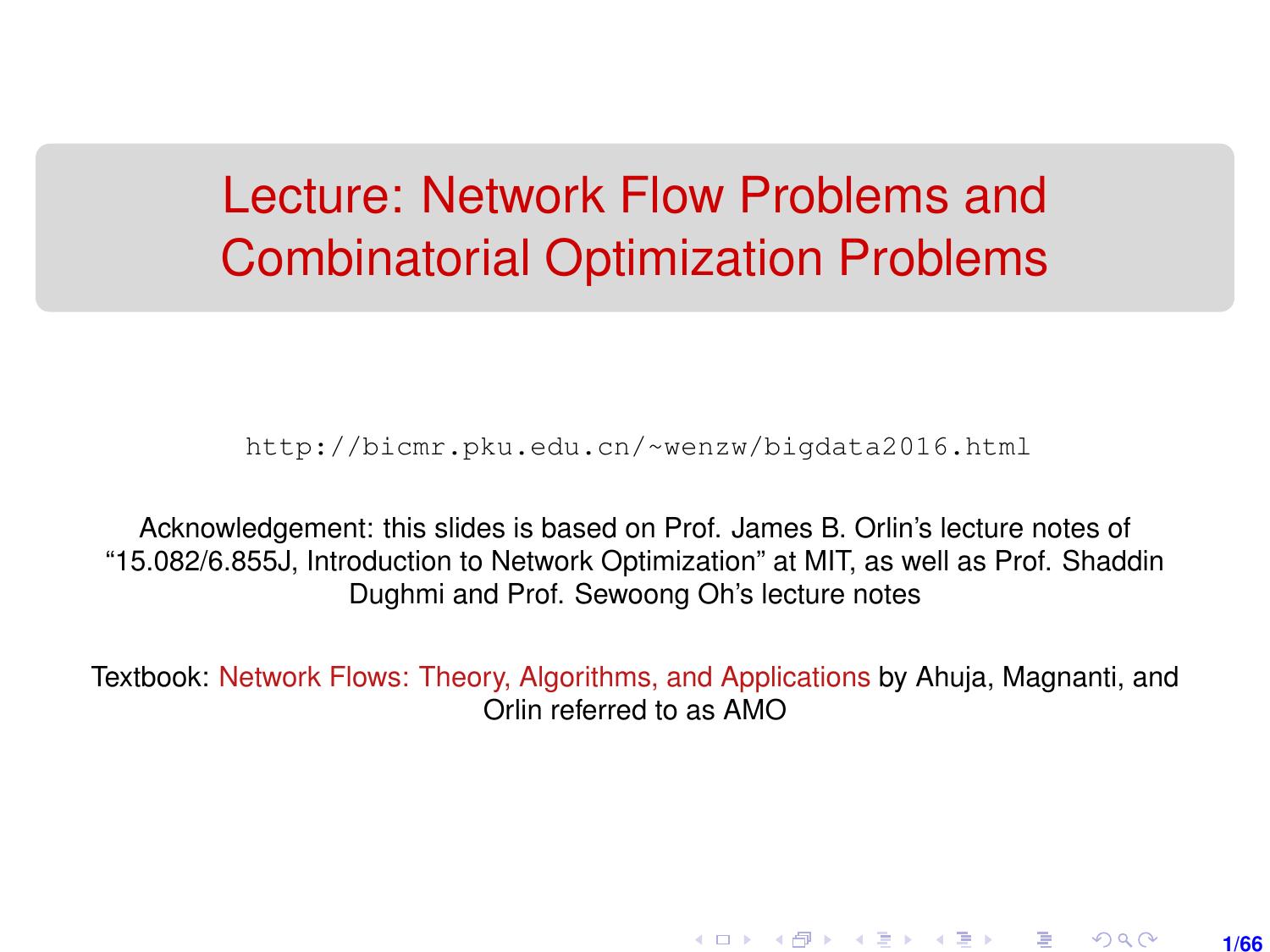# Lecture: Network Flow Problems and Combinatorial Optimization Problems

http://bicmr.pku.edu.cn/~wenzw/bigdata2016.html

Acknowledgement: this slides is based on Prof. James B. Orlin's lecture notes of "15.082/6.855J, Introduction to Network Optimization" at MIT, as well as Prof. Shaddin Dughmi and Prof. Sewoong Oh's lecture notes

Textbook: Network Flows: Theory, Algorithms, and Applications by Ahuja, Magnanti, and Orlin referred to as AMO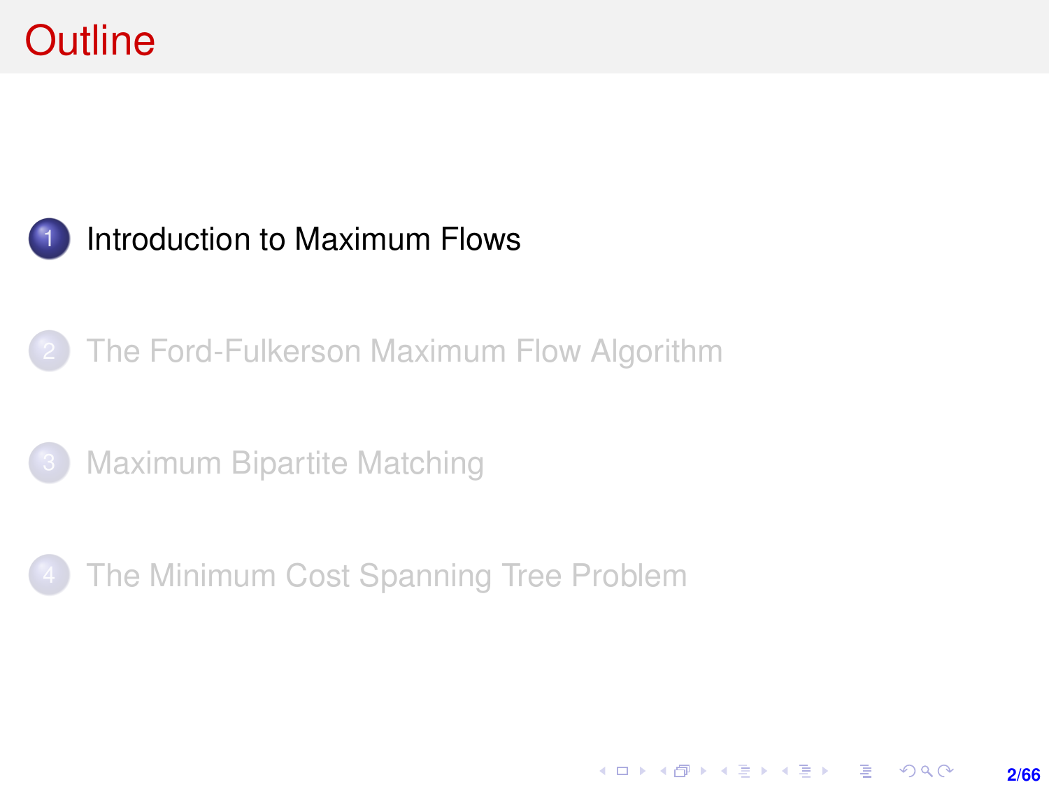# Outline

1. Introduction to Maximum Flows
2. The Ford-Fulkerson Maximum Flow Algorithm
3. Maximum Bipartite Matching
4. The Minimum Cost Spanning Tree Problem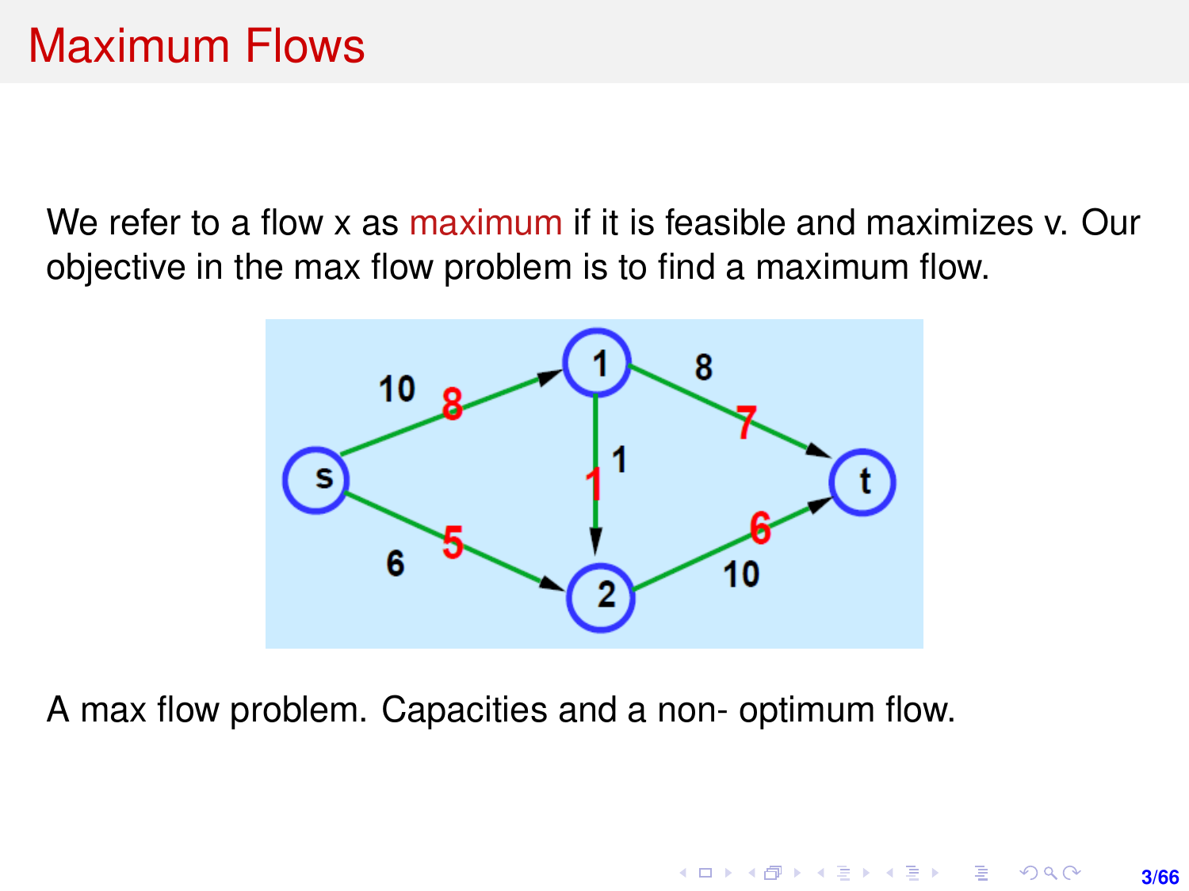# Maximum Flows

We refer to a flow x as maximum if it is feasible and maximizes v. Our objective in the max flow problem is to find a maximum flow.

A max flow problem. Capacities and a non- optimum flow.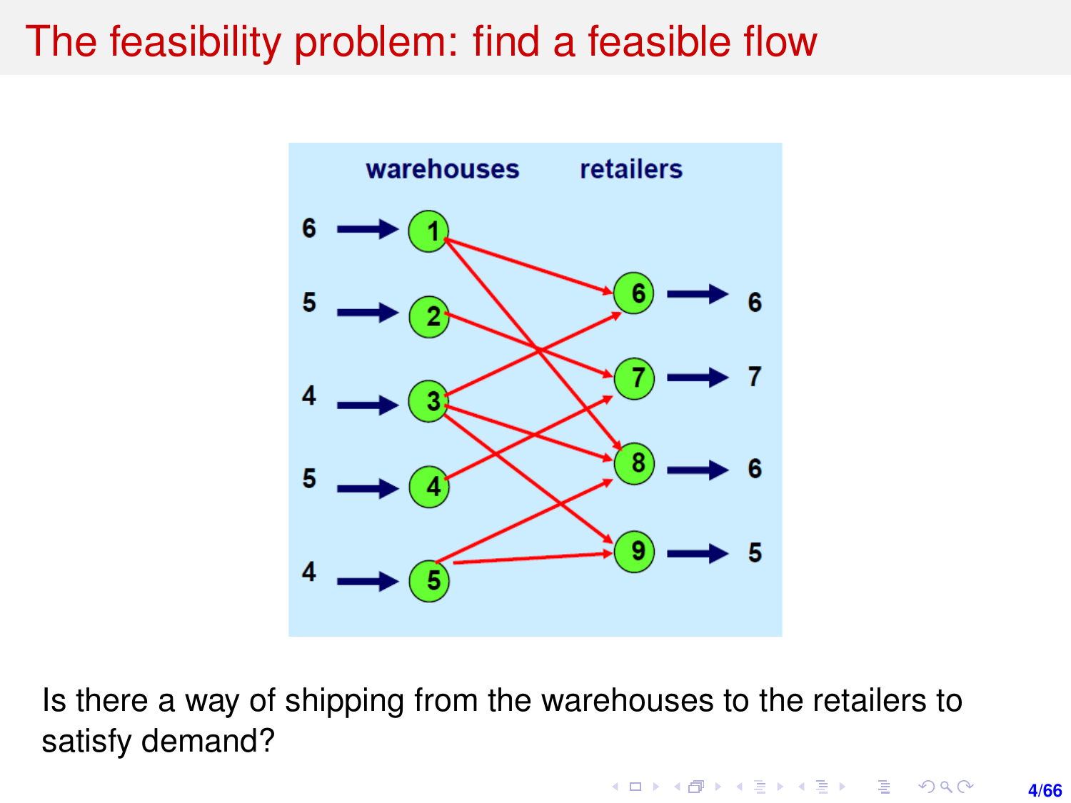# The feasibility problem: find a feasible flow

Is there a way of shipping from the warehouses to the retailers to satisfy demand?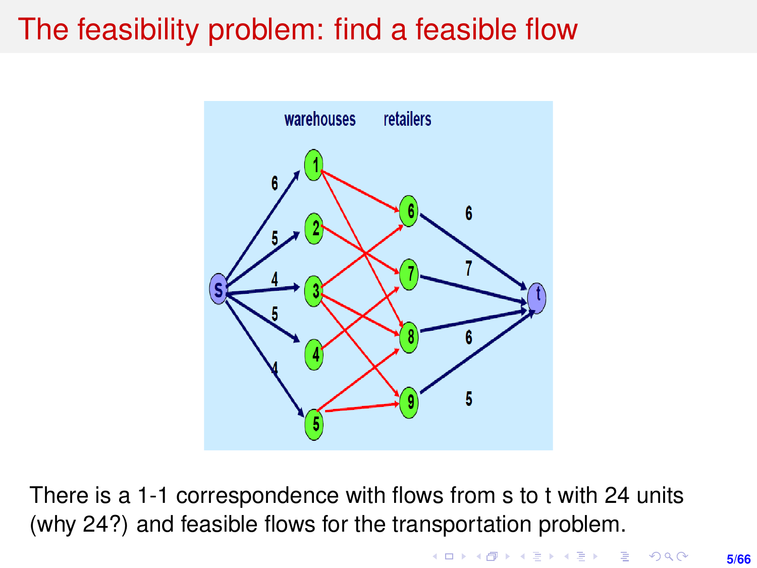# The feasibility problem: find a feasible flow

There is a 1-1 correspondence with flows from s to t with 24 units (why 24?) and feasible flows for the transportation problem.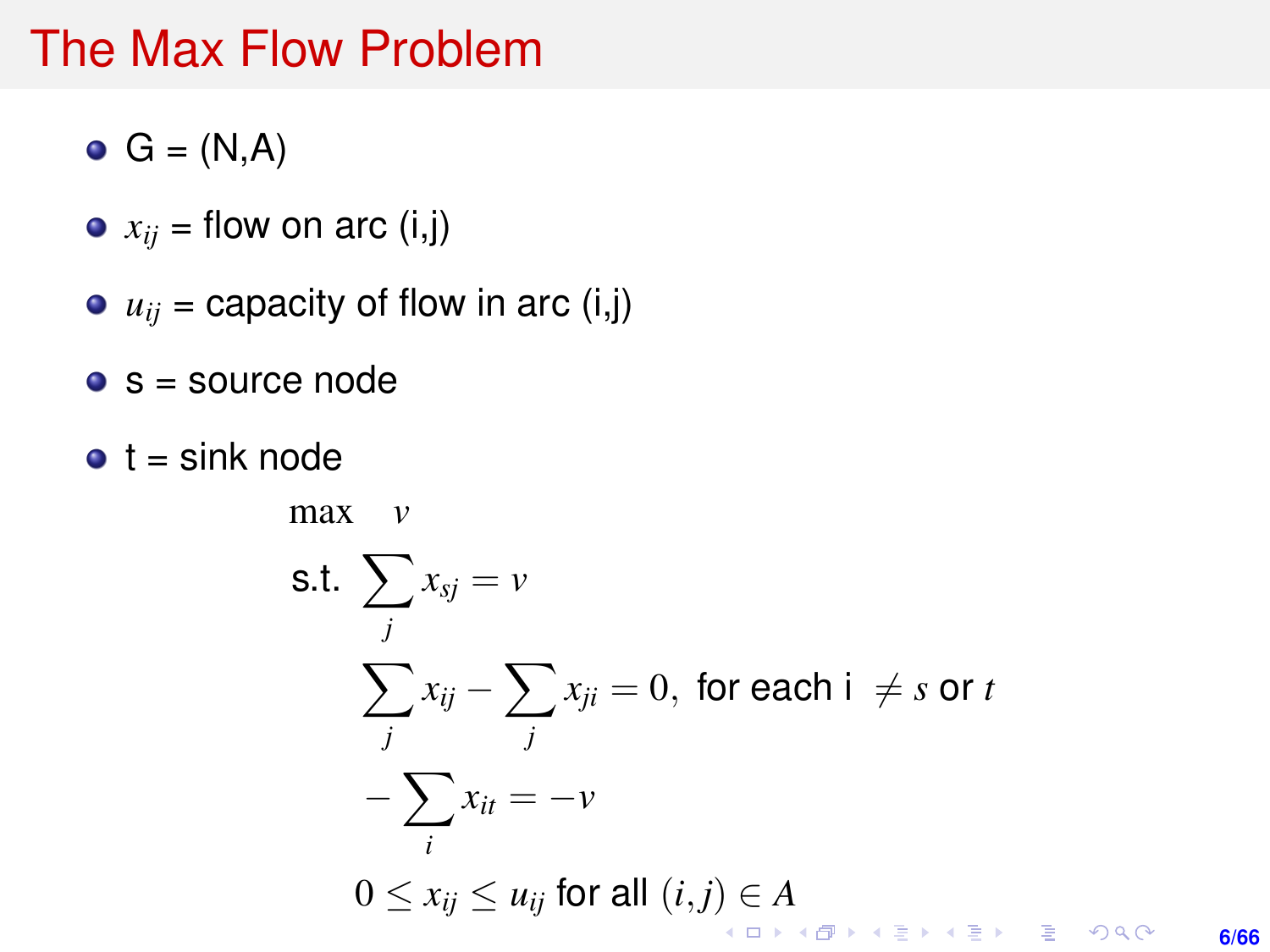# The Max Flow Problem

- G = (N,A)
- $x_{ij}$ = flow on arc (i,j)
- $u_{ij}$ = capacity of flow in arc (i,j)
- s = source node
- t = sink node

$$
\begin{aligned}
\max \quad & v \\
\text{s.t.} \quad & \sum_j x_{sj} = v \\
& \sum_j x_{ij} - \sum_j x_{ji} = 0, \text{ for each i } \neq s \text{ or } t \\
& -\sum_i x_{it} = -v \\
& 0 \leq x_{ij} \leq u_{ij} \text{ for all } (i,j) \in A
\end{aligned}
$$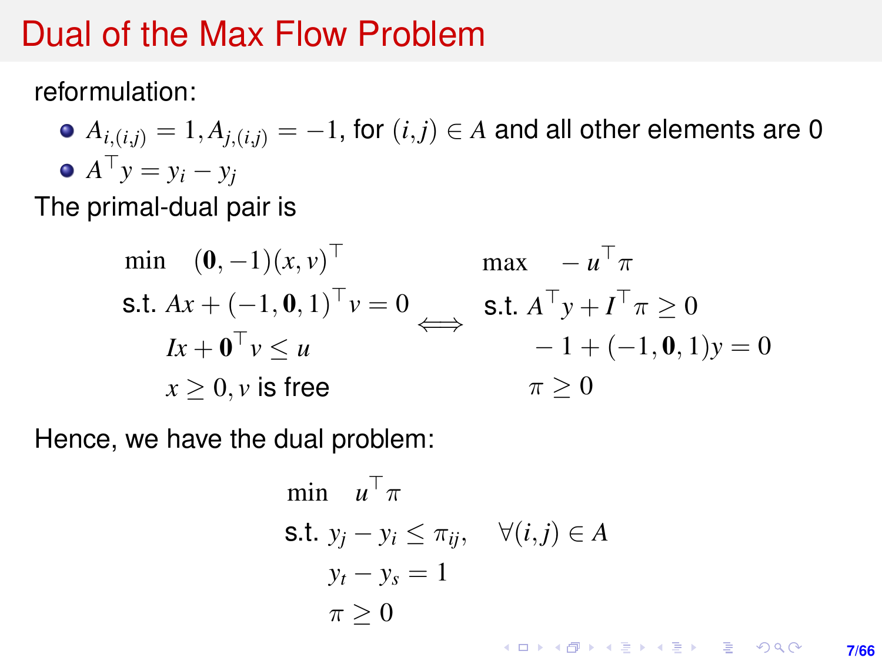# Dual of the Max Flow Problem

reformulation:

- $A_{i,(i,j)} = 1, A_{j,(i,j)} = -1$, for $(i,j) \in A$ and all other elements are 0
- $A^\top y = y_i - y_j$

The primal-dual pair is

$$
\begin{aligned}
\min \quad & (\mathbf{0}, -1)(x, v)^\top \\
\text{s.t. } & Ax + (-1, \mathbf{0}, 1)^\top v = 0 \\
& Ix + \mathbf{0}^\top v \le u \\
& x \ge 0, v \text{ is free}
\end{aligned}
\quad \Longleftrightarrow \quad
\begin{aligned}
\max \quad & -u^\top \pi \\
\text{s.t. } & A^\top y + I^\top \pi \ge 0 \\
& -1 + (-1, \mathbf{0}, 1)y = 0 \\
& \pi \ge 0
\end{aligned}
$$

Hence, we have the dual problem:

$$
\begin{aligned}
\min \quad & u^\top \pi \\
\text{s.t. } & y_j - y_i \le \pi_{ij}, \quad \forall (i,j) \in A \\
& y_t - y_s = 1 \\
& \pi \ge 0
\end{aligned}
$$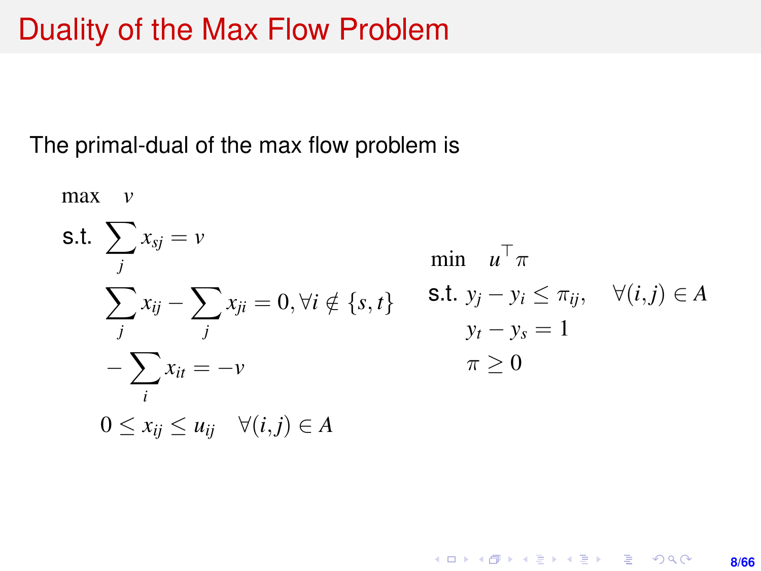# Duality of the Max Flow Problem

The primal-dual of the max flow problem is

$$
\begin{aligned}
\max \quad & v \\
\text{s.t.} \quad & \sum_j x_{sj} = v \\
& \sum_j x_{ij} - \sum_j x_{ji} = 0, \forall i \notin \{s,t\} \\
& -\sum_i x_{it} = -v \\
& 0 \leq x_{ij} \leq u_{ij} \quad \forall (i,j) \in A
\end{aligned}
$$

$$
\begin{aligned}
\min \quad & u^\top \pi \\
\text{s.t.} \quad & y_j - y_i \leq \pi_{ij}, \quad \forall (i,j) \in A \\
& y_t - y_s = 1 \\
& \pi \geq 0
\end{aligned}
$$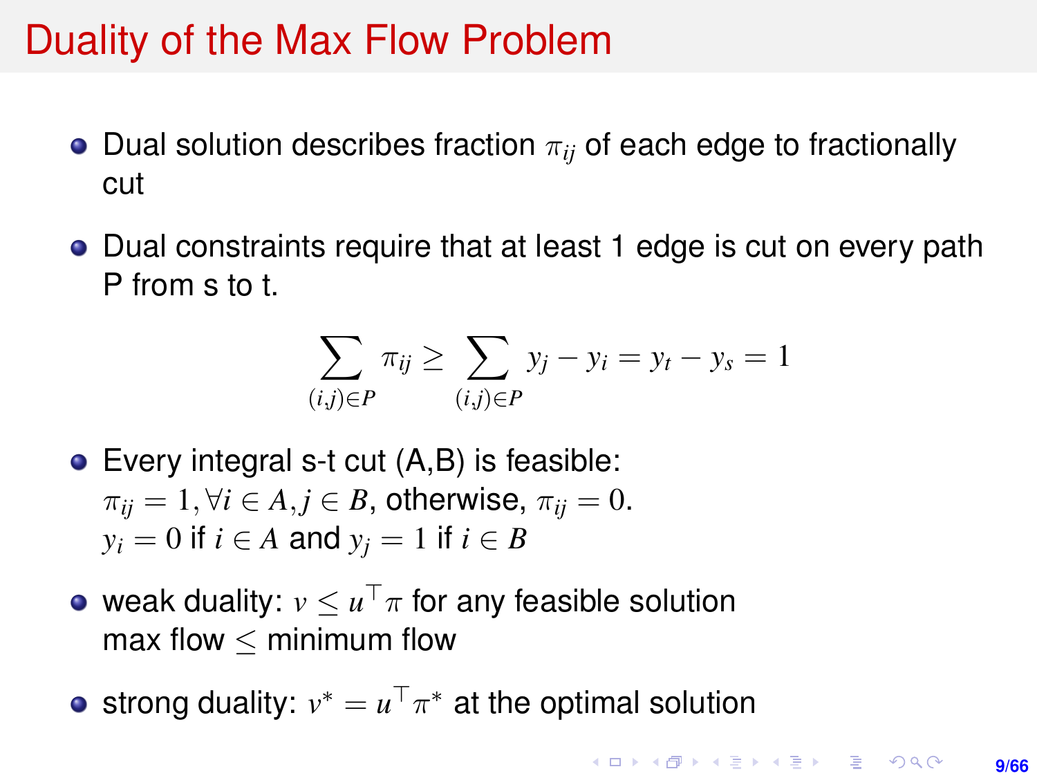# Duality of the Max Flow Problem

- Dual solution describes fraction $\pi_{ij}$ of each edge to fractionally cut
- Dual constraints require that at least 1 edge is cut on every path P from s to t.

$$\sum_{(i,j)\in P} \pi_{ij} \geq \sum_{(i,j)\in P} y_j - y_i = y_t - y_s = 1$$

- Every integral s-t cut (A,B) is feasible:
  $\pi_{ij} = 1, \forall i \in A, j \in B$, otherwise, $\pi_{ij} = 0$.
  $y_i = 0$ if $i \in A$ and $y_j = 1$ if $i \in B$
- weak duality: $v \leq u^\top \pi$ for any feasible solution
  max flow $\leq$ minimum flow
- strong duality: $v^* = u^\top \pi^*$ at the optimal solution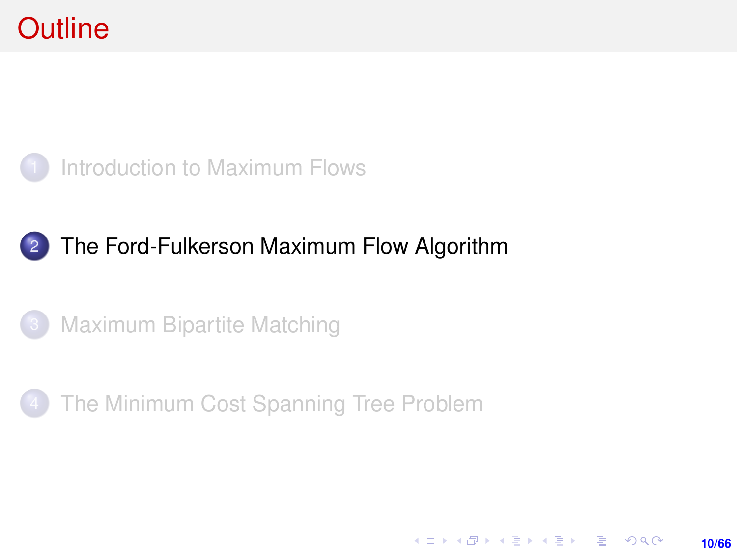# Outline

1. Introduction to Maximum Flows

2. The Ford-Fulkerson Maximum Flow Algorithm

3. Maximum Bipartite Matching

4. The Minimum Cost Spanning Tree Problem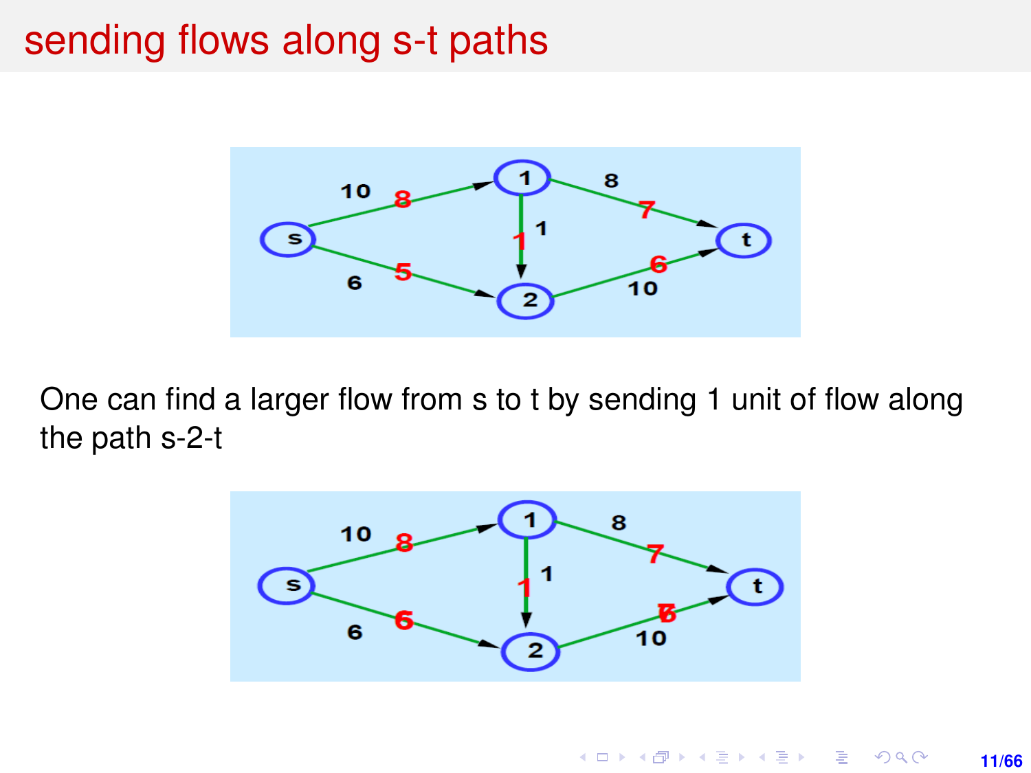# sending flows along s-t paths

One can find a larger flow from s to t by sending 1 unit of flow along the path s-2-t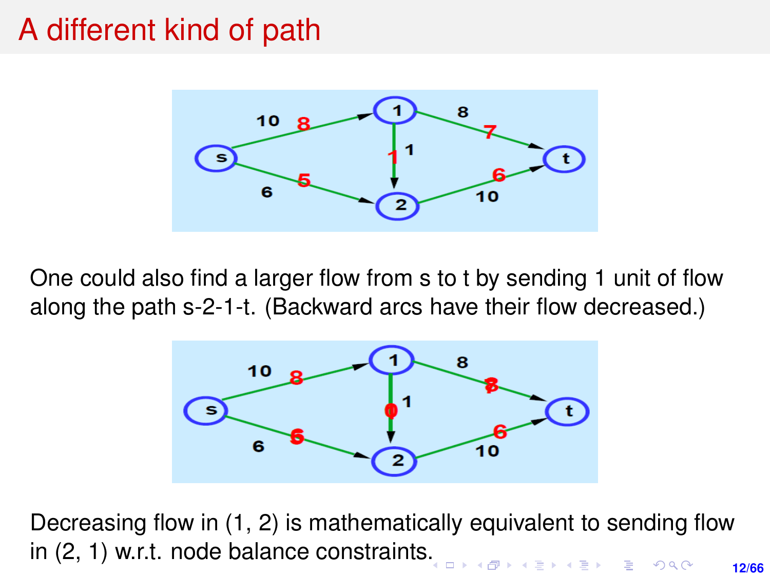# A different kind of path

One could also find a larger flow from s to t by sending 1 unit of flow along the path s-2-1-t. (Backward arcs have their flow decreased.)

Decreasing flow in (1, 2) is mathematically equivalent to sending flow in (2, 1) w.r.t. node balance constraints.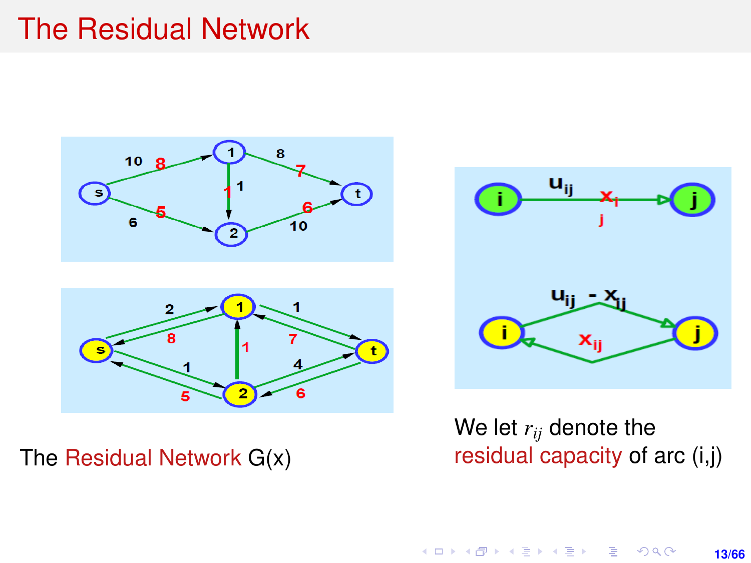# The Residual Network

The Residual Network G(x)

We let $r_{ij}$ denote the residual capacity of arc (i,j)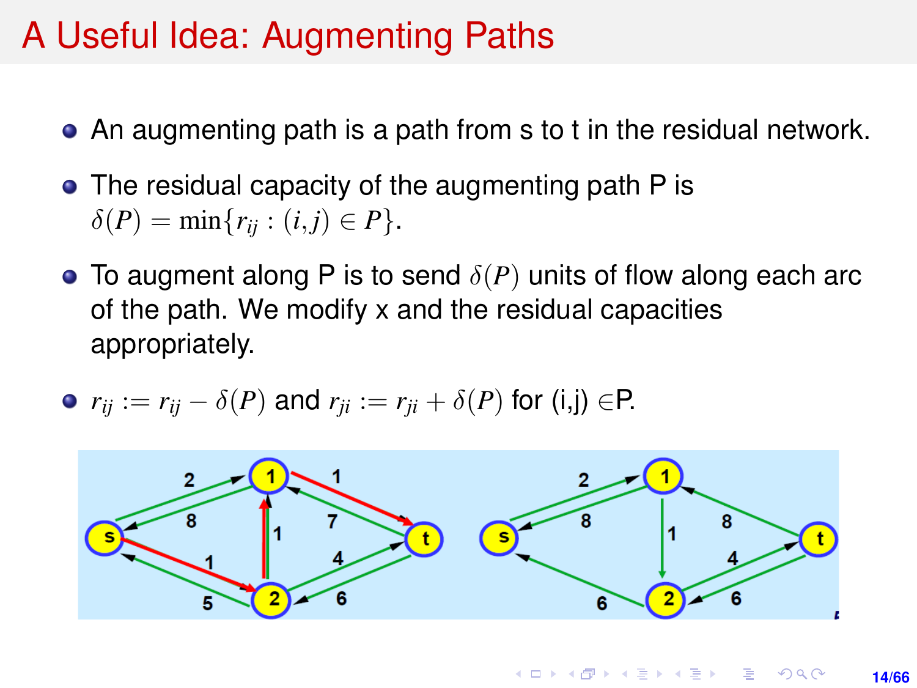# A Useful Idea: Augmenting Paths

- An augmenting path is a path from s to t in the residual network.
- The residual capacity of the augmenting path P is $\delta(P) = \min\{r_{ij} : (i,j) \in P\}$.
- To augment along P is to send $\delta(P)$ units of flow along each arc of the path. We modify x and the residual capacities appropriately.
- $r_{ij} := r_{ij} - \delta(P)$ and $r_{ji} := r_{ji} + \delta(P)$ for (i,j) $\in$P.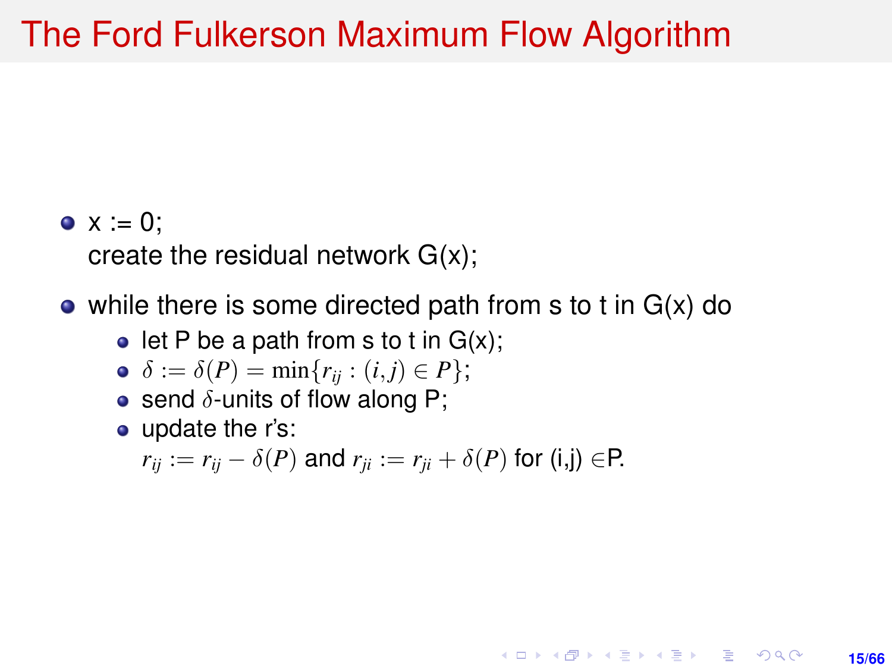# The Ford Fulkerson Maximum Flow Algorithm

- x := 0;
  create the residual network G(x);
- while there is some directed path from s to t in G(x) do
  - let P be a path from s to t in G(x);
  - $\delta := \delta(P) = \min\{r_{ij} : (i,j) \in P\}$;
  - send $\delta$-units of flow along P;
  - update the r's:
    $r_{ij} := r_{ij} - \delta(P)$ and $r_{ji} := r_{ji} + \delta(P)$ for (i,j) $\in$P.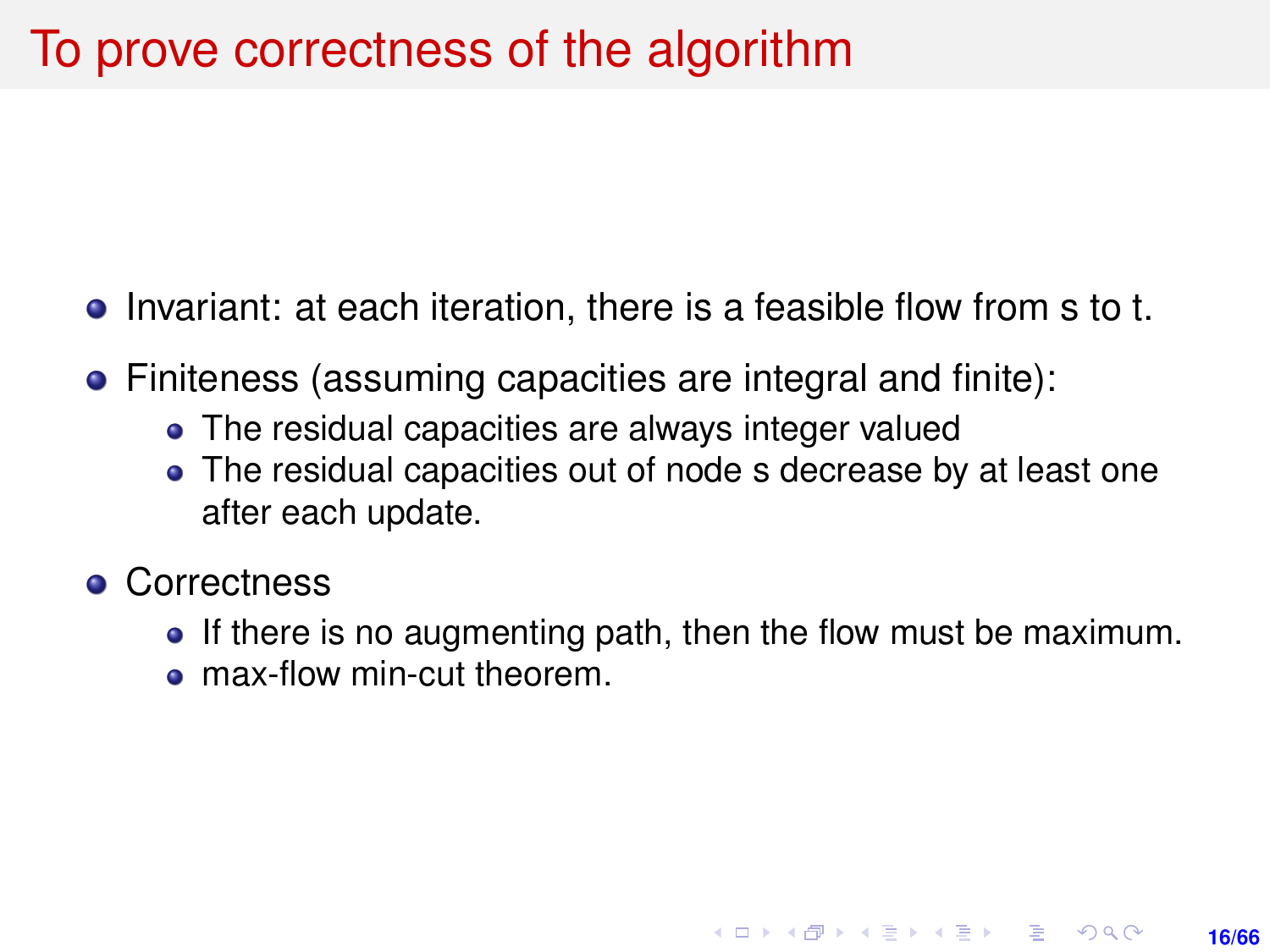# To prove correctness of the algorithm

- Invariant: at each iteration, there is a feasible flow from s to t.
- Finiteness (assuming capacities are integral and finite):
  - The residual capacities are always integer valued
  - The residual capacities out of node s decrease by at least one after each update.
- Correctness
  - If there is no augmenting path, then the flow must be maximum.
  - max-flow min-cut theorem.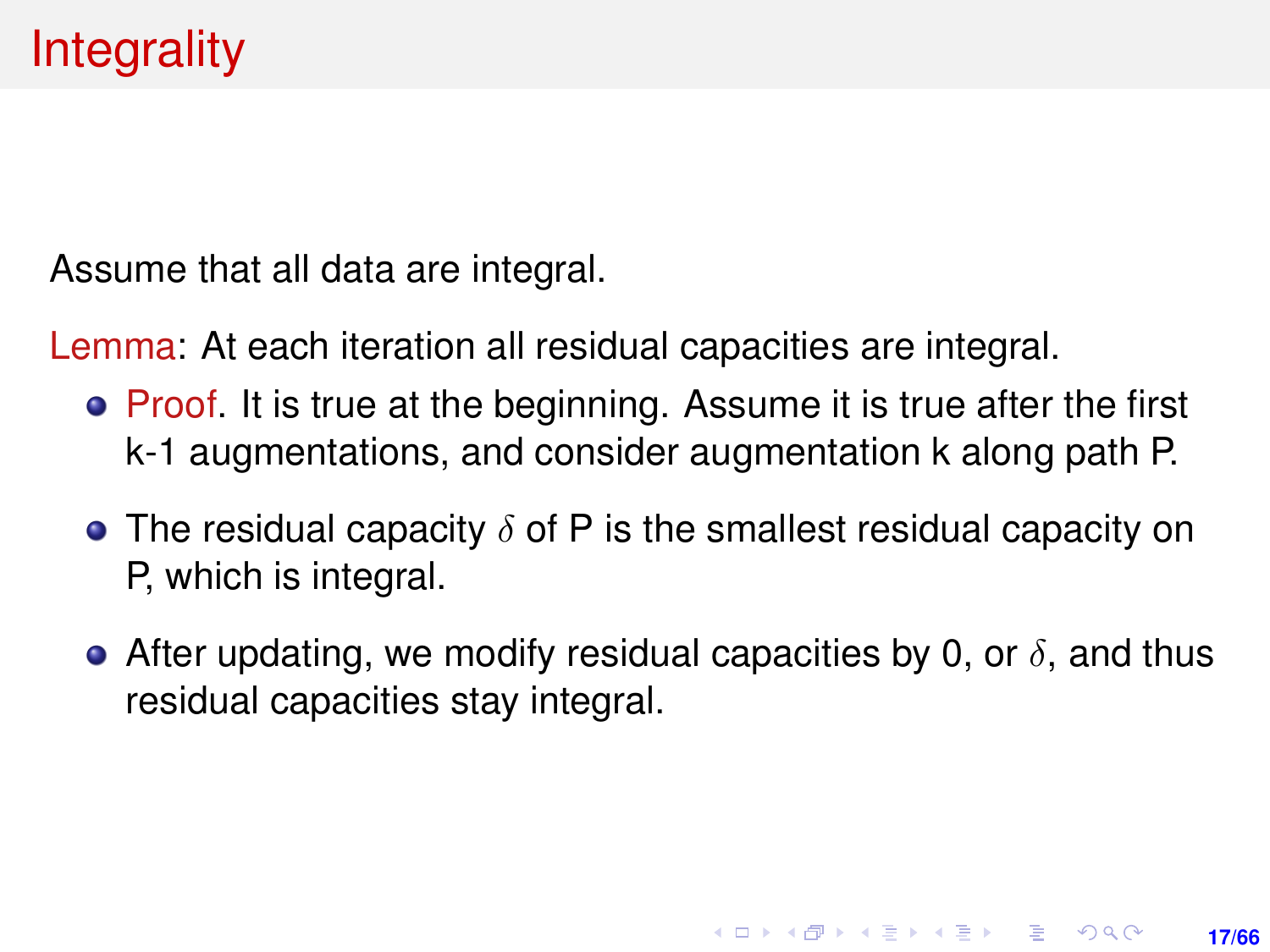# Integrality

Assume that all data are integral.

Lemma: At each iteration all residual capacities are integral.

- Proof. It is true at the beginning. Assume it is true after the first k-1 augmentations, and consider augmentation k along path P.
- The residual capacity $\delta$ of P is the smallest residual capacity on P, which is integral.
- After updating, we modify residual capacities by 0, or $\delta$, and thus residual capacities stay integral.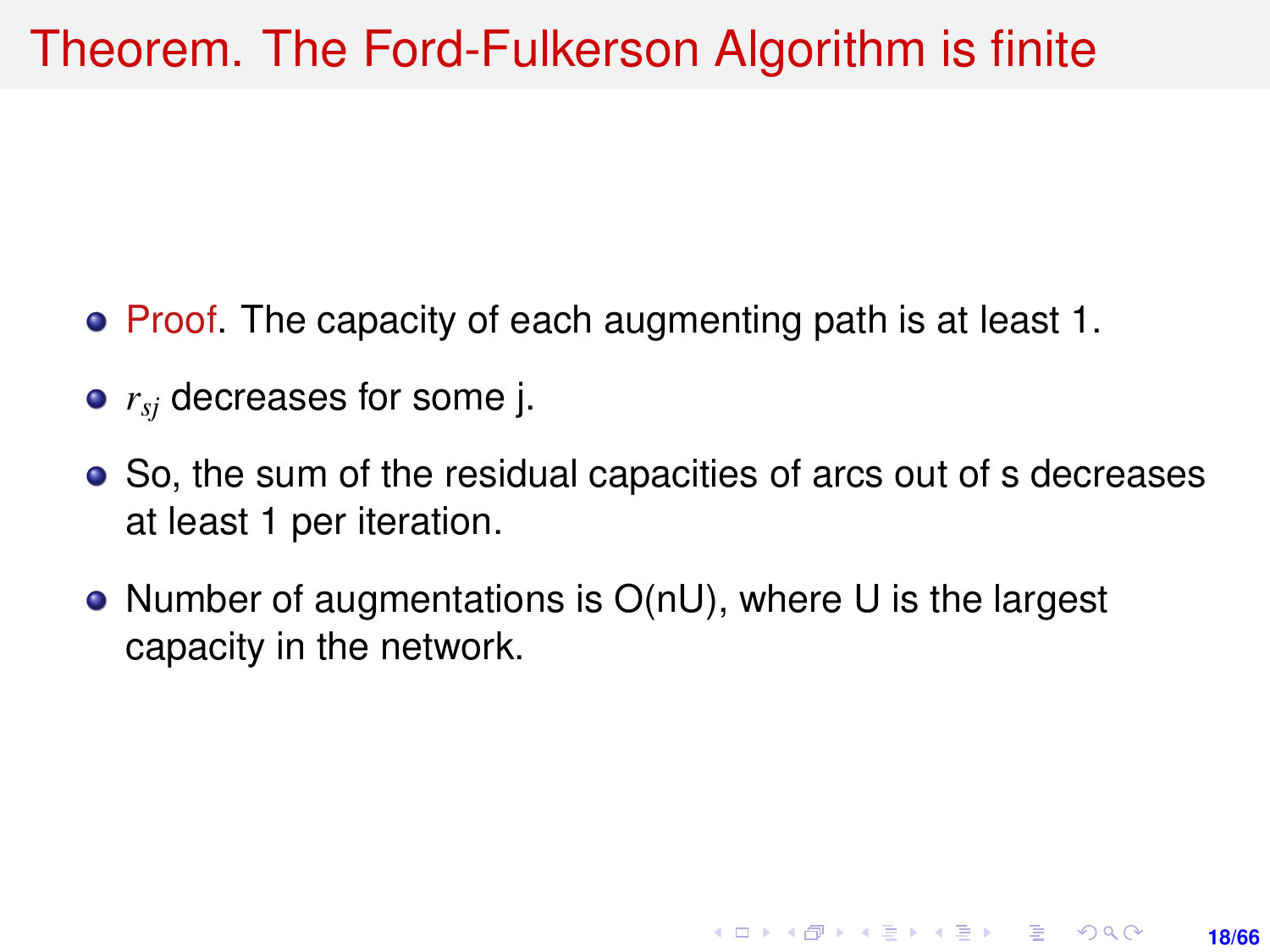# Theorem. The Ford-Fulkerson Algorithm is finite

- Proof. The capacity of each augmenting path is at least 1.
- $r_{sj}$ decreases for some j.
- So, the sum of the residual capacities of arcs out of s decreases at least 1 per iteration.
- Number of augmentations is O(nU), where U is the largest capacity in the network.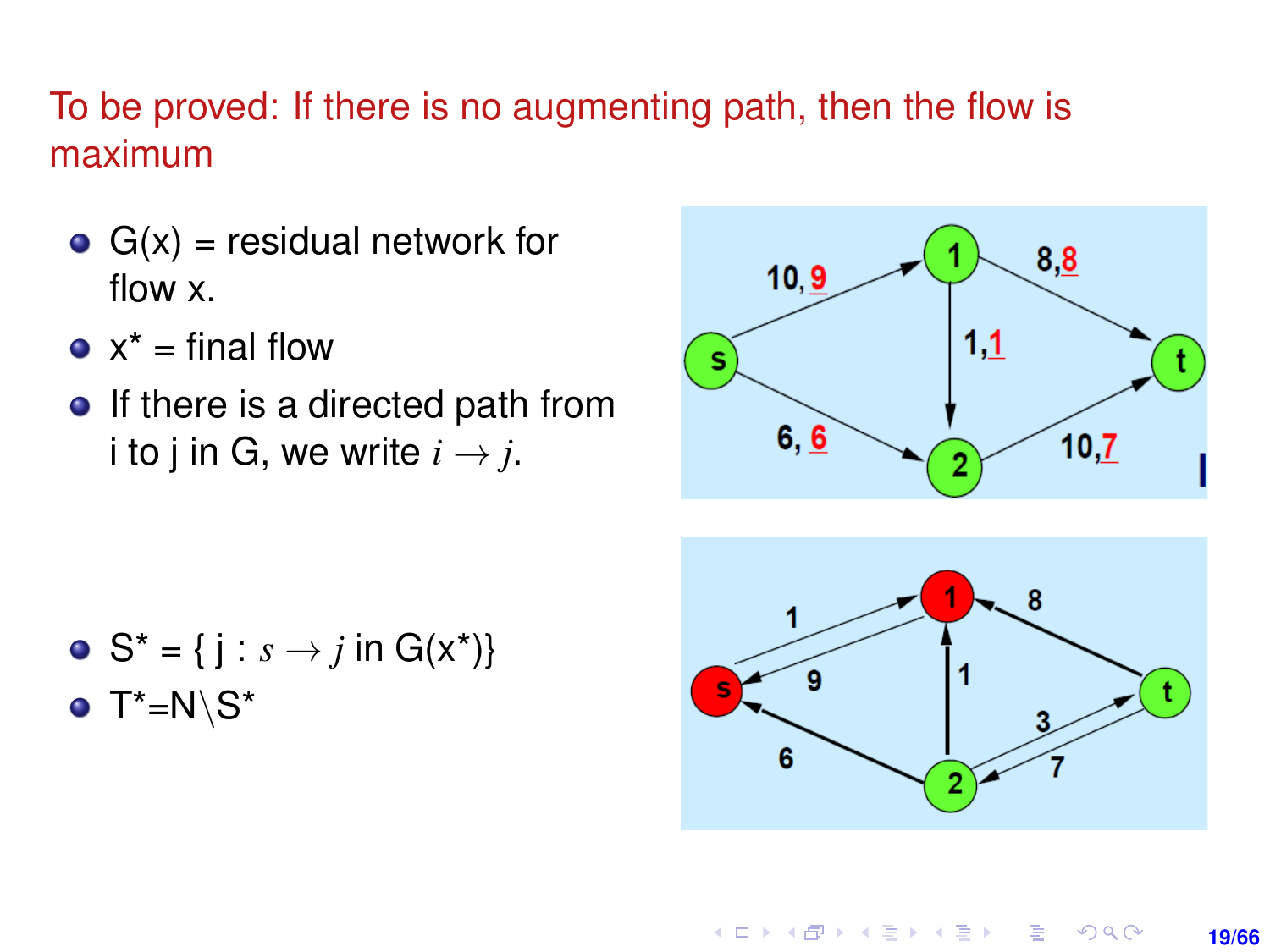## To be proved: If there is no augmenting path, then the flow is maximum

- G(x) = residual network for flow x.
- x* = final flow
- If there is a directed path from i to j in G, we write $i \to j$.

- S* = { j : $s \to j$ in G(x*)}
- T*=N\S*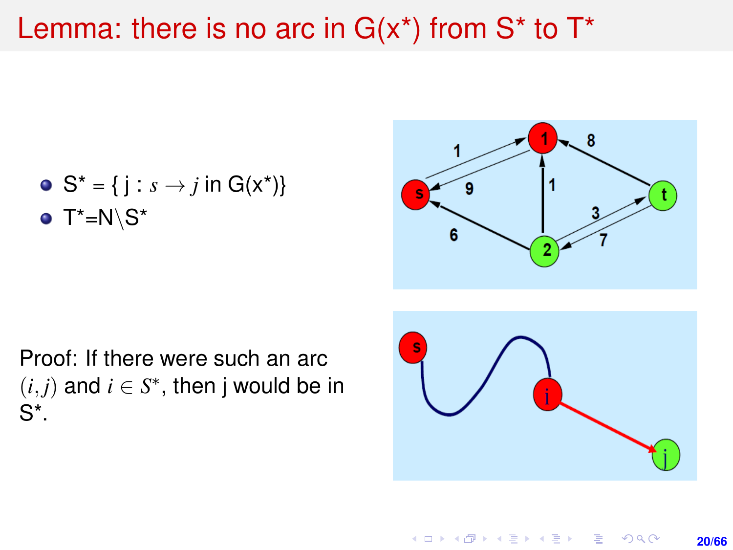# Lemma: there is no arc in G(x*) from S* to T*

- S* = { j : $s \to j$ in G(x*)}
- T*=N\S*

Proof: If there were such an arc $(i,j)$ and $i \in S^*$, then j would be in S*.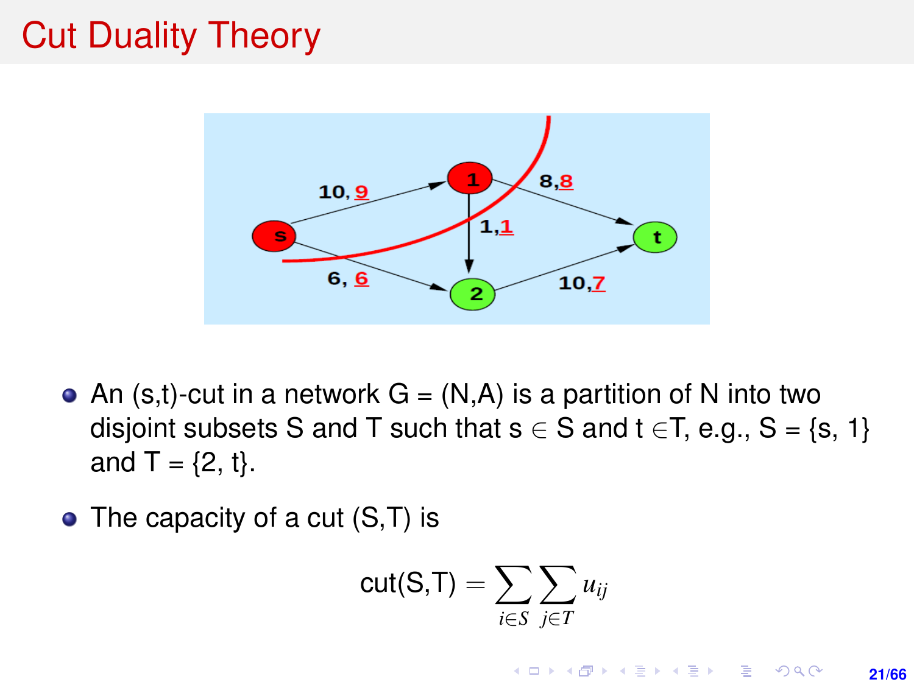# Cut Duality Theory

- An (s,t)-cut in a network G = (N,A) is a partition of N into two disjoint subsets S and T such that s $\in$ S and t $\in$T, e.g., S = {s, 1} and T = {2, t}.
- The capacity of a cut (S,T) is

$$\text{cut(S,T)} = \sum_{i \in S} \sum_{j \in T} u_{ij}$$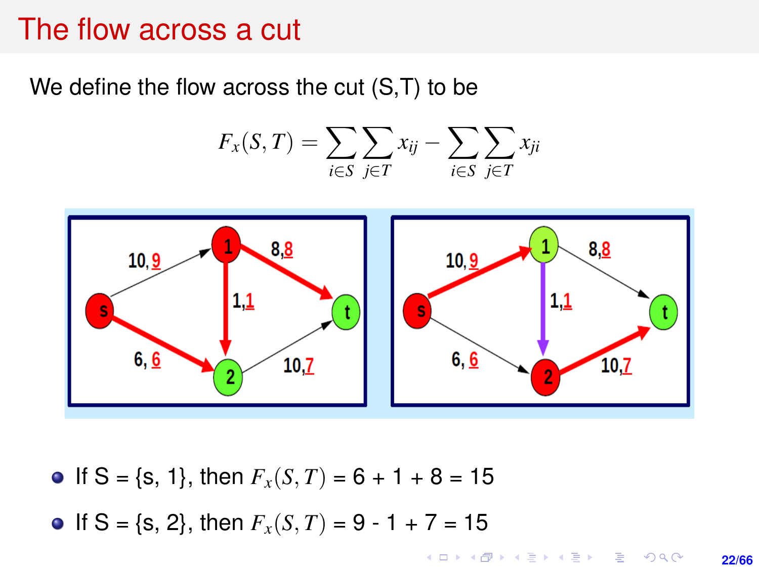# The flow across a cut

We define the flow across the cut (S,T) to be

$$F_x(S,T) = \sum_{i \in S} \sum_{j \in T} x_{ij} - \sum_{i \in S} \sum_{j \in T} x_{ji}$$

- If S = {s, 1}, then $F_x(S,T)$ = 6 + 1 + 8 = 15
- If S = {s, 2}, then $F_x(S,T)$ = 9 - 1 + 7 = 15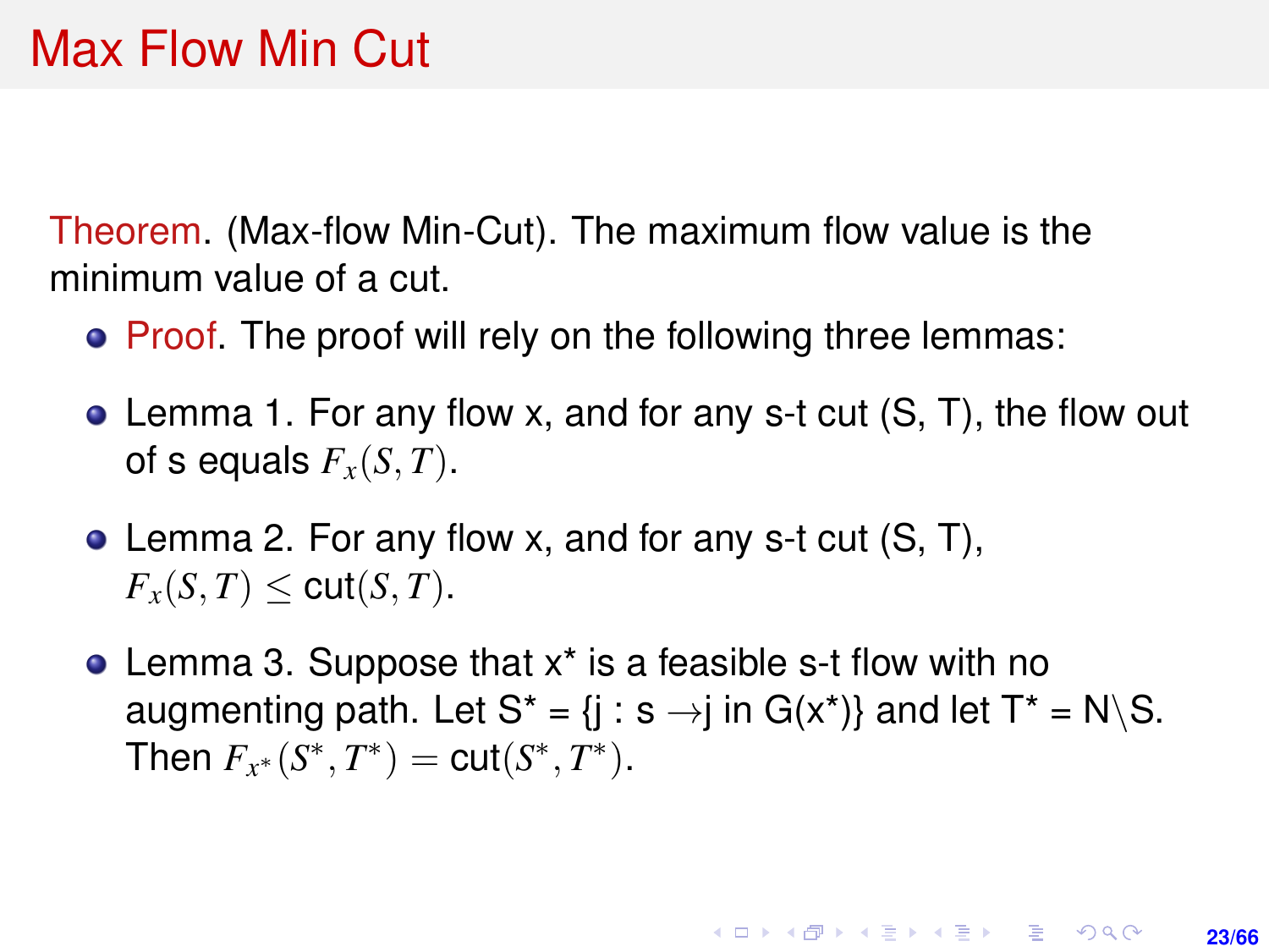# Max Flow Min Cut

Theorem. (Max-flow Min-Cut). The maximum flow value is the minimum value of a cut.

- Proof. The proof will rely on the following three lemmas:
- Lemma 1. For any flow x, and for any s-t cut (S, T), the flow out of s equals $F_x(S,T)$.
- Lemma 2. For any flow x, and for any s-t cut (S, T), $F_x(S,T) \leq \text{cut}(S,T)$.
- Lemma 3. Suppose that x* is a feasible s-t flow with no augmenting path. Let S* = {j : s $\rightarrow$j in G(x*)} and let T* = N$\setminus$S. Then $F_{x^*}(S^*,T^*) = \text{cut}(S^*,T^*)$.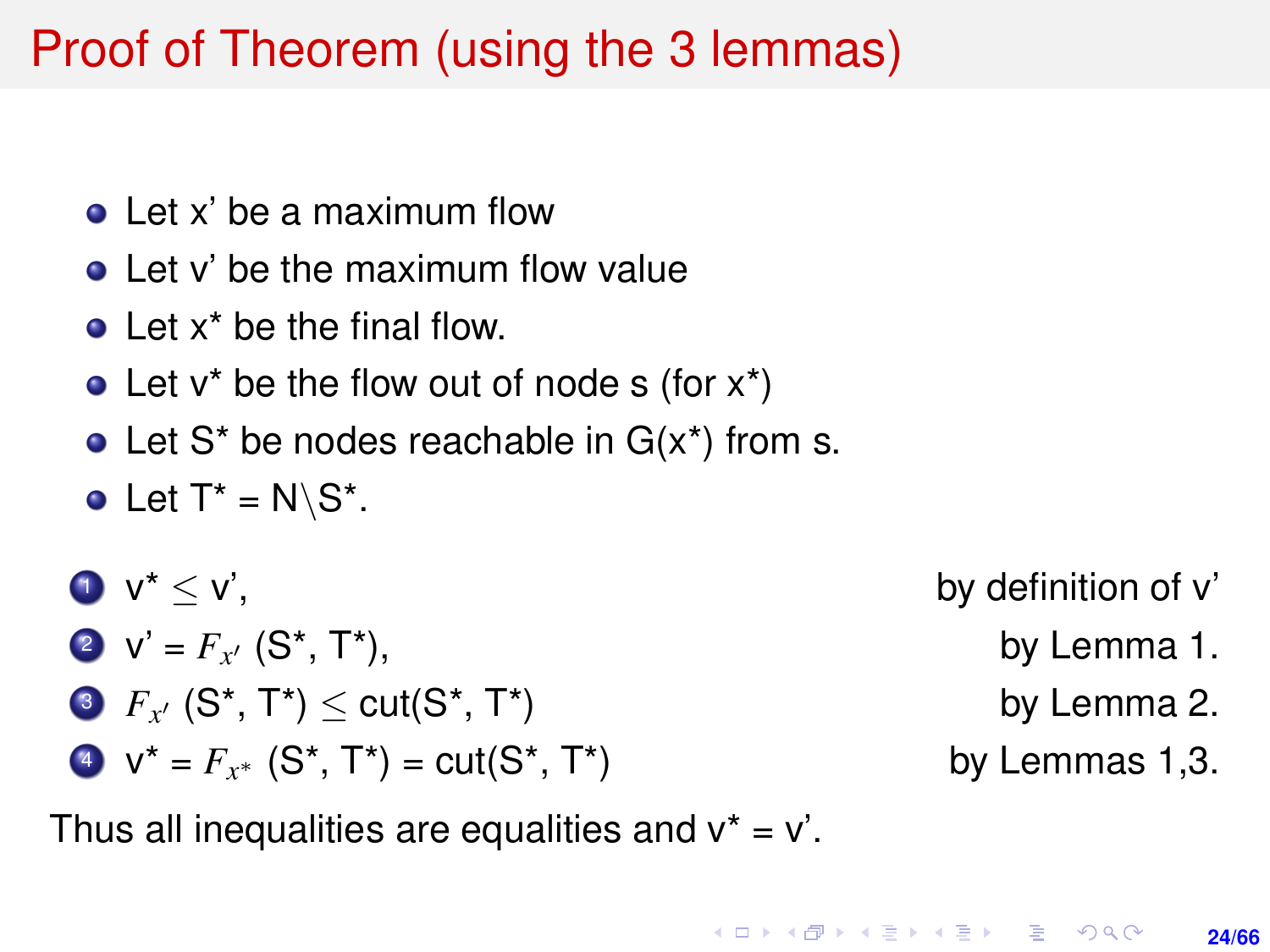# Proof of Theorem (using the 3 lemmas)

- Let x' be a maximum flow
- Let v' be the maximum flow value
- Let x* be the final flow.
- Let v* be the flow out of node s (for x*)
- Let S* be nodes reachable in G(x*) from s.
- Let T* = N\S*.

1. v* $\leq$ v', — by definition of v'
2. v' = $F_{x'}$ (S*, T*), — by Lemma 1.
3. $F_{x'}$ (S*, T*) $\leq$ cut(S*, T*) — by Lemma 2.
4. v* = $F_{x^*}$ (S*, T*) = cut(S*, T*) — by Lemmas 1,3.

Thus all inequalities are equalities and v* = v'.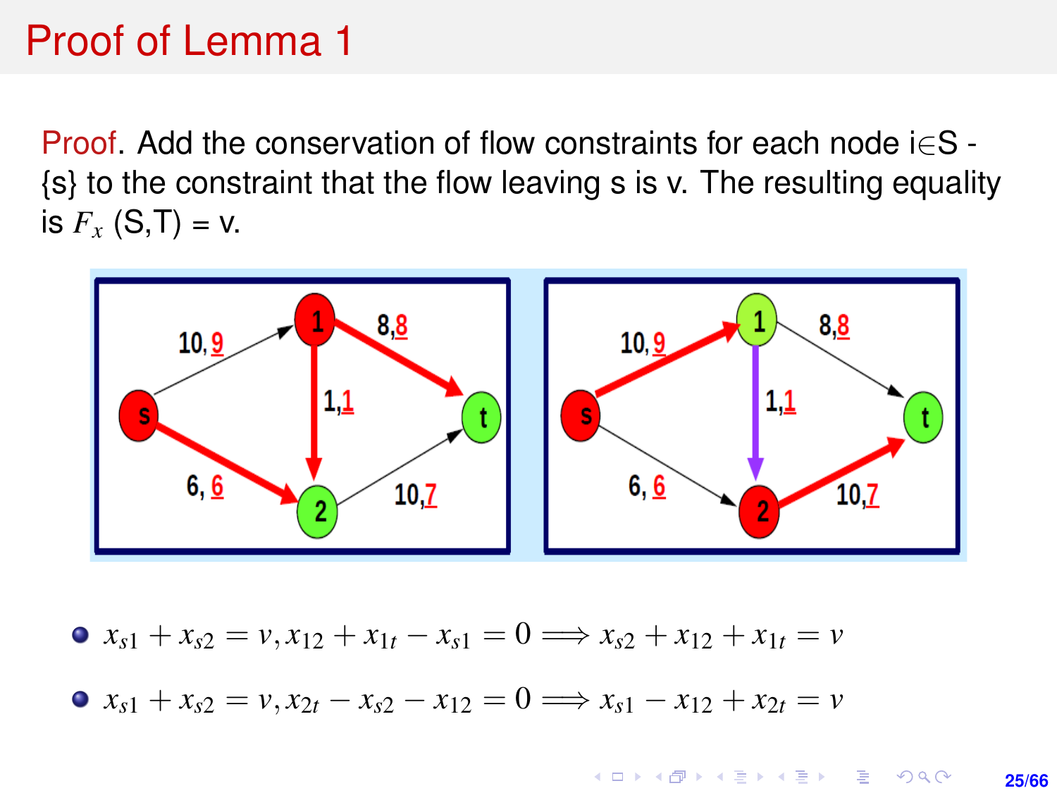# Proof of Lemma 1

Proof. Add the conservation of flow constraints for each node i∈S - {s} to the constraint that the flow leaving s is v. The resulting equality is $F_x$ (S,T) = v.

- $x_{s1} + x_{s2} = v, x_{12} + x_{1t} - x_{s1} = 0 \Longrightarrow x_{s2} + x_{12} + x_{1t} = v$
- $x_{s1} + x_{s2} = v, x_{2t} - x_{s2} - x_{12} = 0 \Longrightarrow x_{s1} - x_{12} + x_{2t} = v$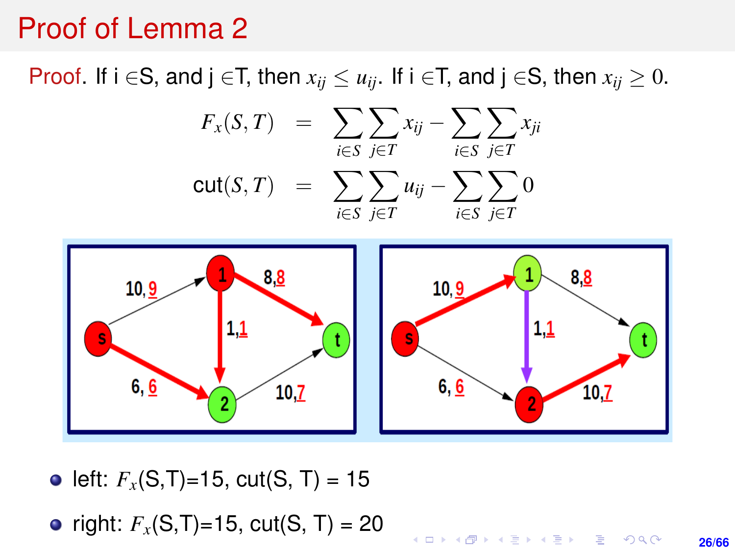# Proof of Lemma 2

Proof. If i $\in$S, and j $\in$T, then $x_{ij} \leq u_{ij}$. If i $\in$T, and j $\in$S, then $x_{ij} \geq 0$.

$$
\begin{aligned}
F_x(S,T) &= \sum_{i \in S} \sum_{j \in T} x_{ij} - \sum_{i \in S} \sum_{j \in T} x_{ji} \\
\text{cut}(S,T) &= \sum_{i \in S} \sum_{j \in T} u_{ij} - \sum_{i \in S} \sum_{j \in T} 0
\end{aligned}
$$

- left: $F_x$(S,T)=15, cut(S, T) = 15
- right: $F_x$(S,T)=15, cut(S, T) = 20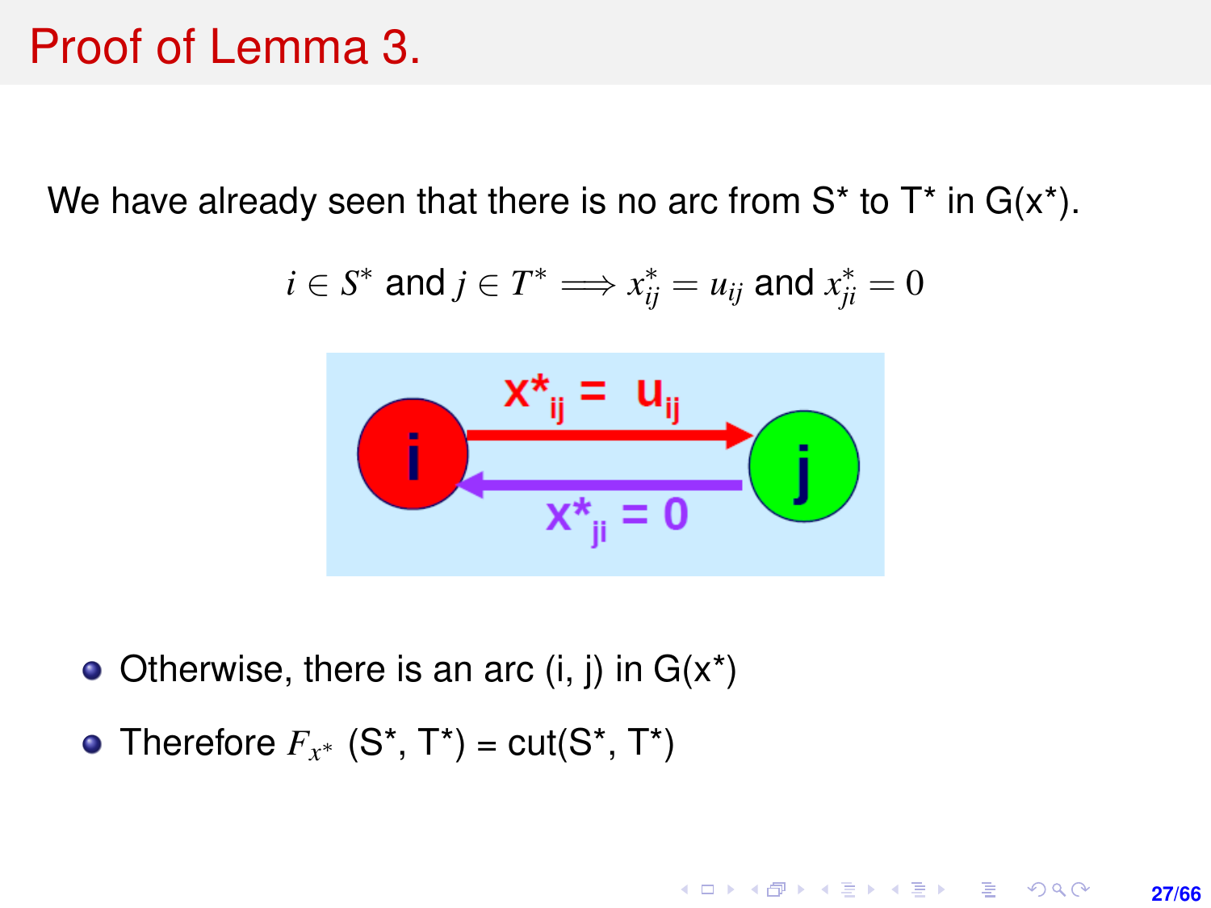# Proof of Lemma 3.

We have already seen that there is no arc from S* to T* in G(x*).

$$i \in S^* \text{ and } j \in T^* \Longrightarrow x^*_{ij} = u_{ij} \text{ and } x^*_{ji} = 0$$

- Otherwise, there is an arc (i, j) in G(x*)
- Therefore $F_{x^*}$ (S*, T*) = cut(S*, T*)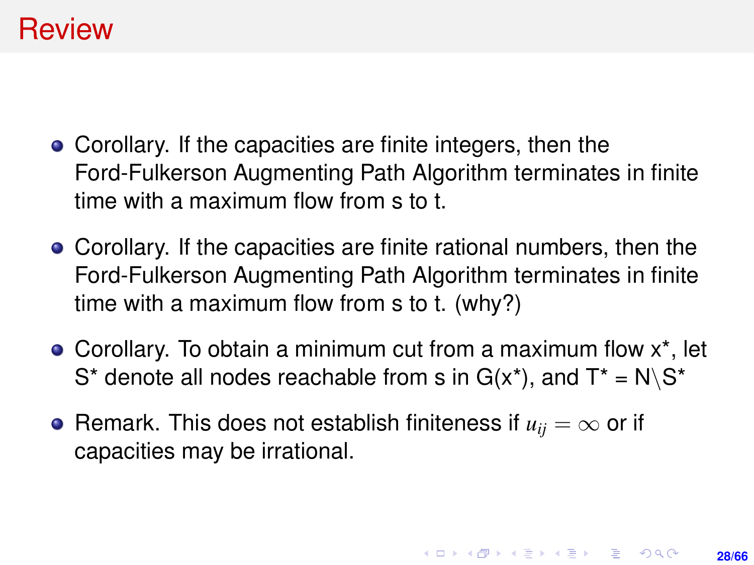# Review

- Corollary. If the capacities are finite integers, then the Ford-Fulkerson Augmenting Path Algorithm terminates in finite time with a maximum flow from s to t.
- Corollary. If the capacities are finite rational numbers, then the Ford-Fulkerson Augmenting Path Algorithm terminates in finite time with a maximum flow from s to t. (why?)
- Corollary. To obtain a minimum cut from a maximum flow $x^*$, let $S^*$ denote all nodes reachable from s in $G(x^*)$, and $T^* = N \backslash S^*$
- Remark. This does not establish finiteness if $u_{ij} = \infty$ or if capacities may be irrational.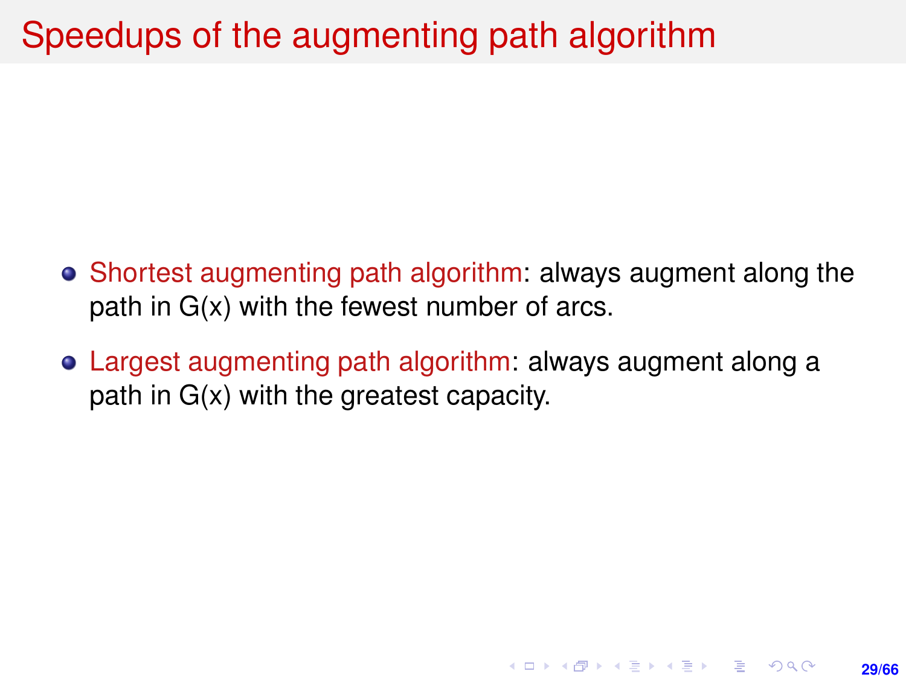# Speedups of the augmenting path algorithm

- Shortest augmenting path algorithm: always augment along the path in G(x) with the fewest number of arcs.
- Largest augmenting path algorithm: always augment along a path in G(x) with the greatest capacity.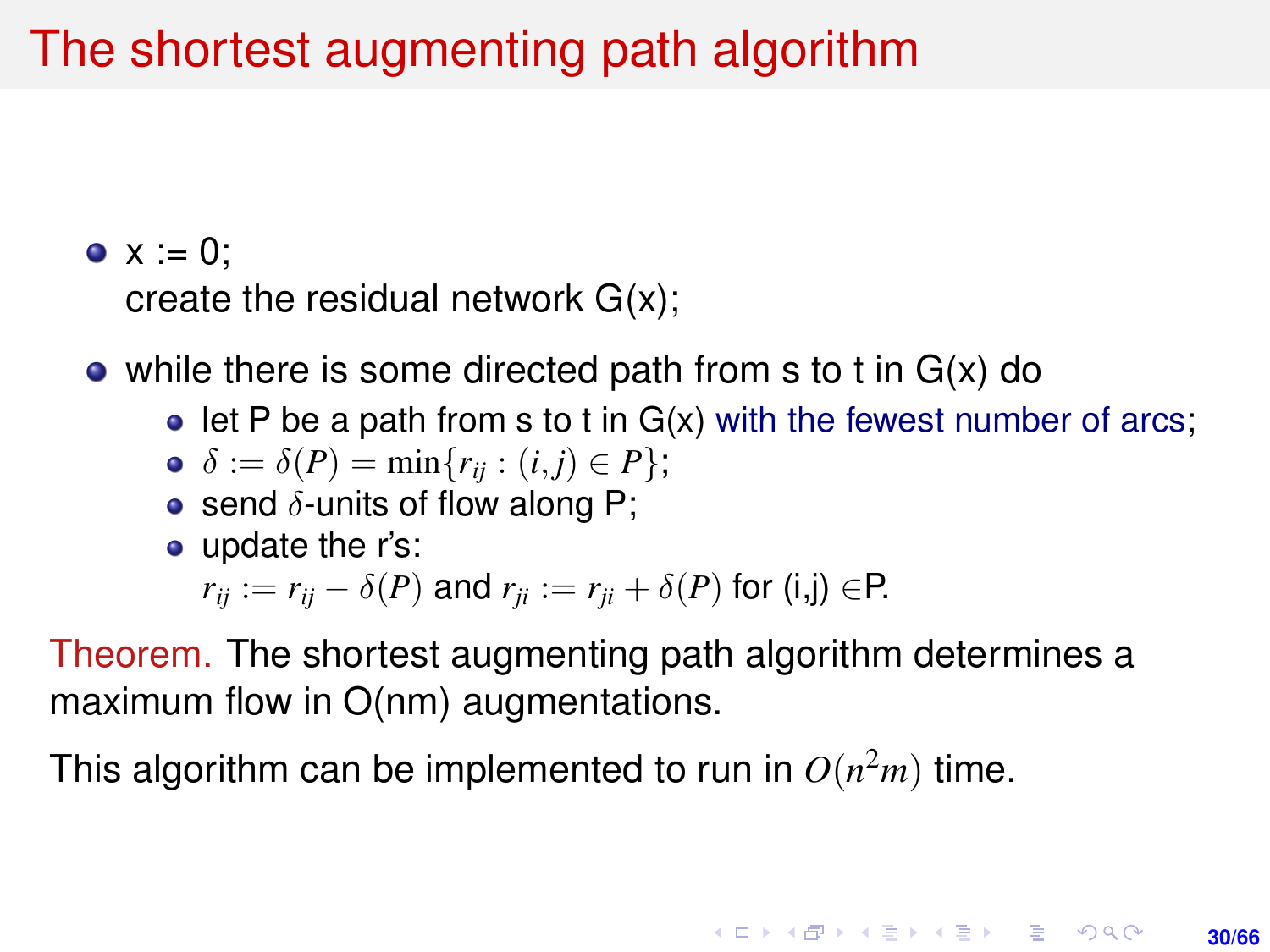# The shortest augmenting path algorithm

- x := 0;
  create the residual network G(x);
- while there is some directed path from s to t in G(x) do
  - let P be a path from s to t in G(x) with the fewest number of arcs;
  - $\delta := \delta(P) = \min\{r_{ij} : (i,j) \in P\}$;
  - send $\delta$-units of flow along P;
  - update the r's:
    $r_{ij} := r_{ij} - \delta(P)$ and $r_{ji} := r_{ji} + \delta(P)$ for (i,j) $\in$P.

Theorem. The shortest augmenting path algorithm determines a maximum flow in O(nm) augmentations.

This algorithm can be implemented to run in $O(n^2m)$ time.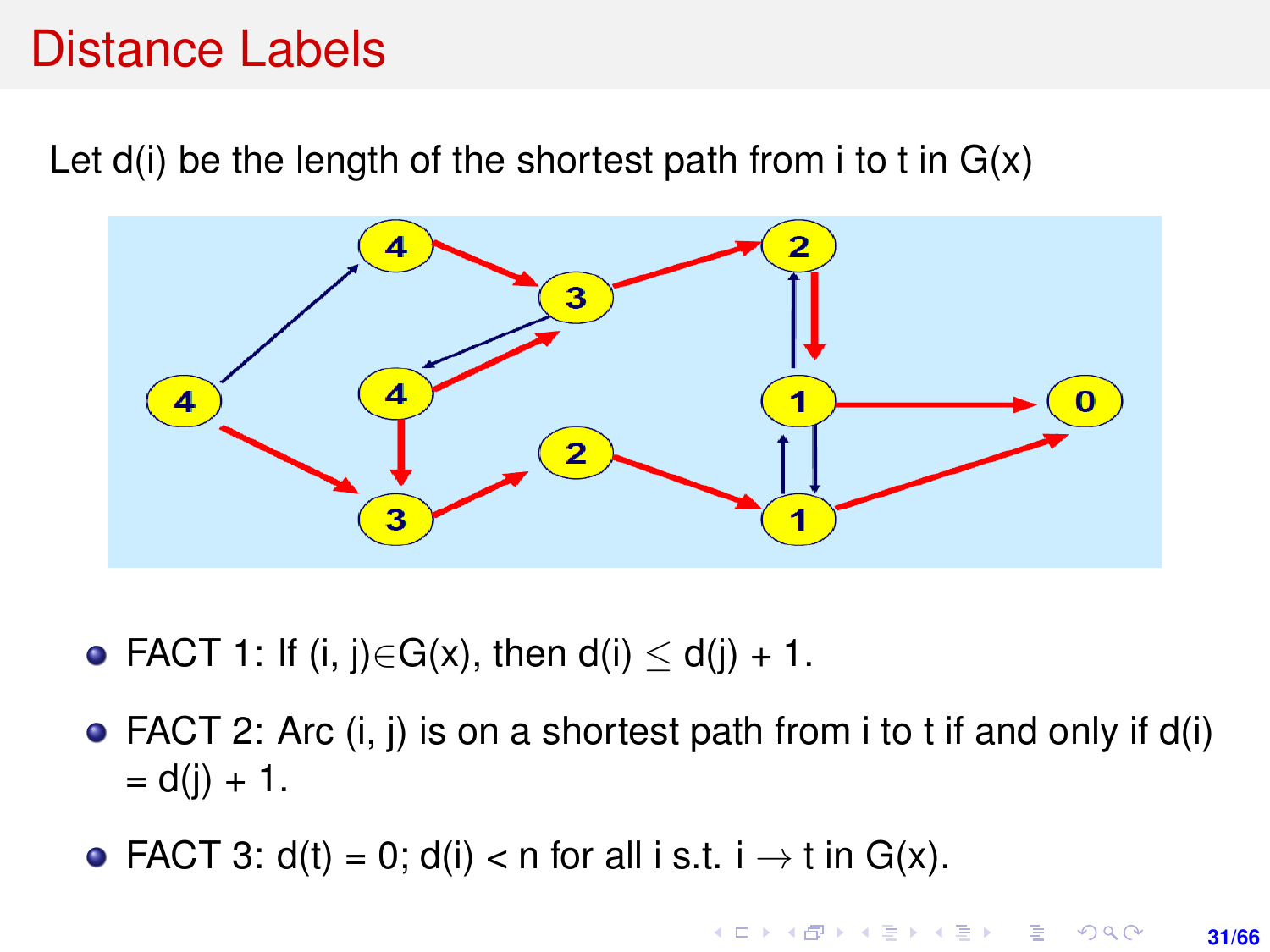# Distance Labels

Let d(i) be the length of the shortest path from i to t in G(x)

- FACT 1: If $(i, j) \in G(x)$, then $d(i) \leq d(j) + 1$.
- FACT 2: Arc (i, j) is on a shortest path from i to t if and only if $d(i) = d(j) + 1$.
- FACT 3: $d(t) = 0$; $d(i) < n$ for all i s.t. $i \rightarrow t$ in G(x).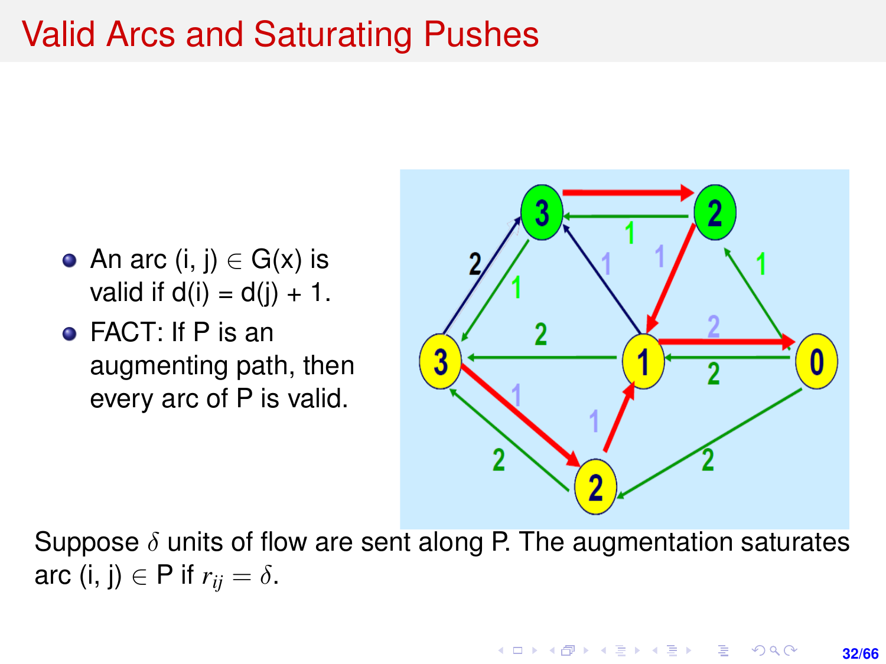# Valid Arcs and Saturating Pushes

- An arc (i, j) $\in$ G(x) is valid if d(i) = d(j) + 1.
- FACT: If P is an augmenting path, then every arc of P is valid.

Suppose $\delta$ units of flow are sent along P. The augmentation saturates arc (i, j) $\in$ P if $r_{ij} = \delta$.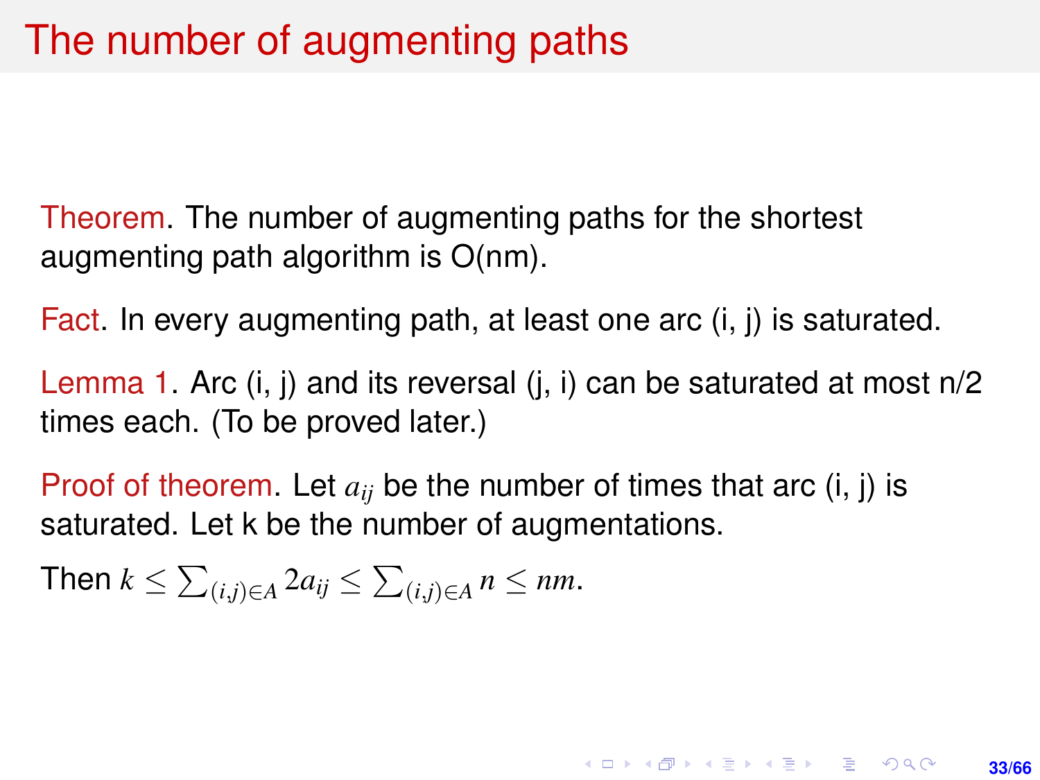# The number of augmenting paths

Theorem. The number of augmenting paths for the shortest augmenting path algorithm is O(nm).

Fact. In every augmenting path, at least one arc (i, j) is saturated.

Lemma 1. Arc (i, j) and its reversal (j, i) can be saturated at most n/2 times each. (To be proved later.)

Proof of theorem. Let $a_{ij}$ be the number of times that arc (i, j) is saturated. Let k be the number of augmentations.

Then $k \leq \sum_{(i,j) \in A} 2a_{ij} \leq \sum_{(i,j) \in A} n \leq nm$.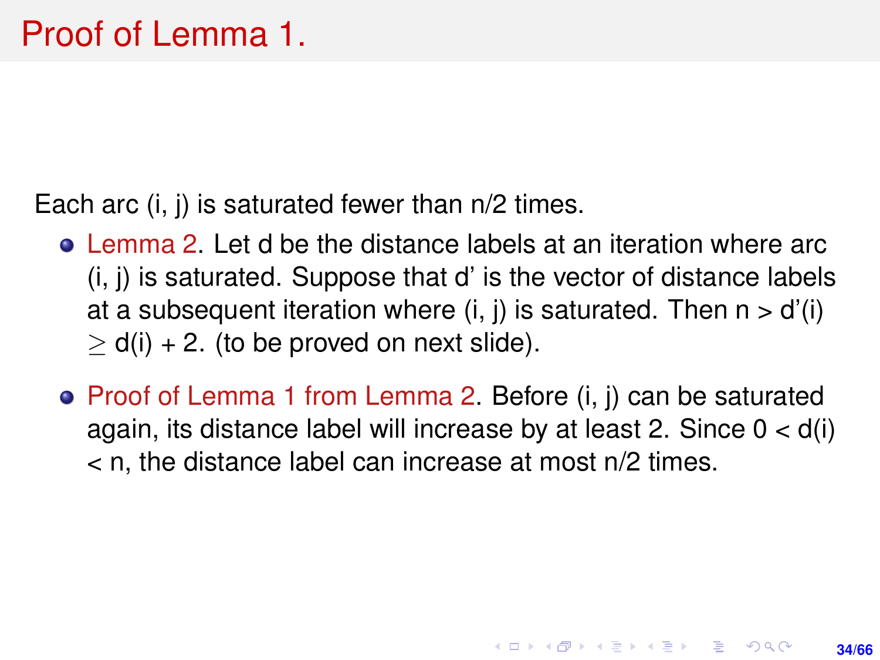# Proof of Lemma 1.

Each arc (i, j) is saturated fewer than n/2 times.

- Lemma 2. Let d be the distance labels at an iteration where arc (i, j) is saturated. Suppose that d' is the vector of distance labels at a subsequent iteration where (i, j) is saturated. Then $n > d'(i) \geq d(i) + 2$. (to be proved on next slide).
- Proof of Lemma 1 from Lemma 2. Before (i, j) can be saturated again, its distance label will increase by at least 2. Since $0 < d(i) < n$, the distance label can increase at most n/2 times.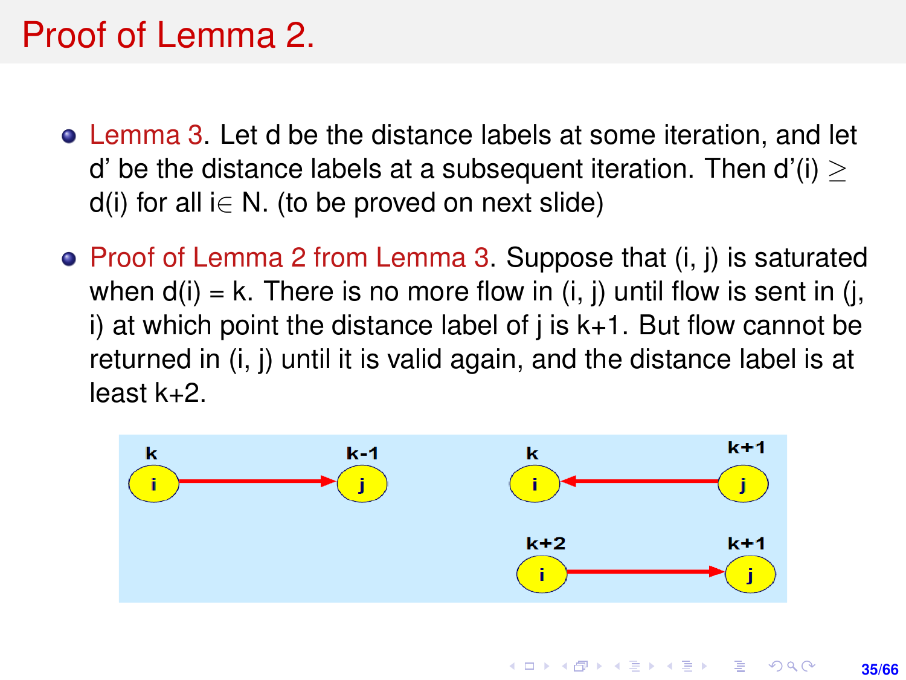# Proof of Lemma 2.

- Lemma 3. Let d be the distance labels at some iteration, and let d' be the distance labels at a subsequent iteration. Then $d'(i) \geq d(i)$ for all $i \in N$. (to be proved on next slide)
- Proof of Lemma 2 from Lemma 3. Suppose that (i, j) is saturated when d(i) = k. There is no more flow in (i, j) until flow is sent in (j, i) at which point the distance label of j is k+1. But flow cannot be returned in (i, j) until it is valid again, and the distance label is at least k+2.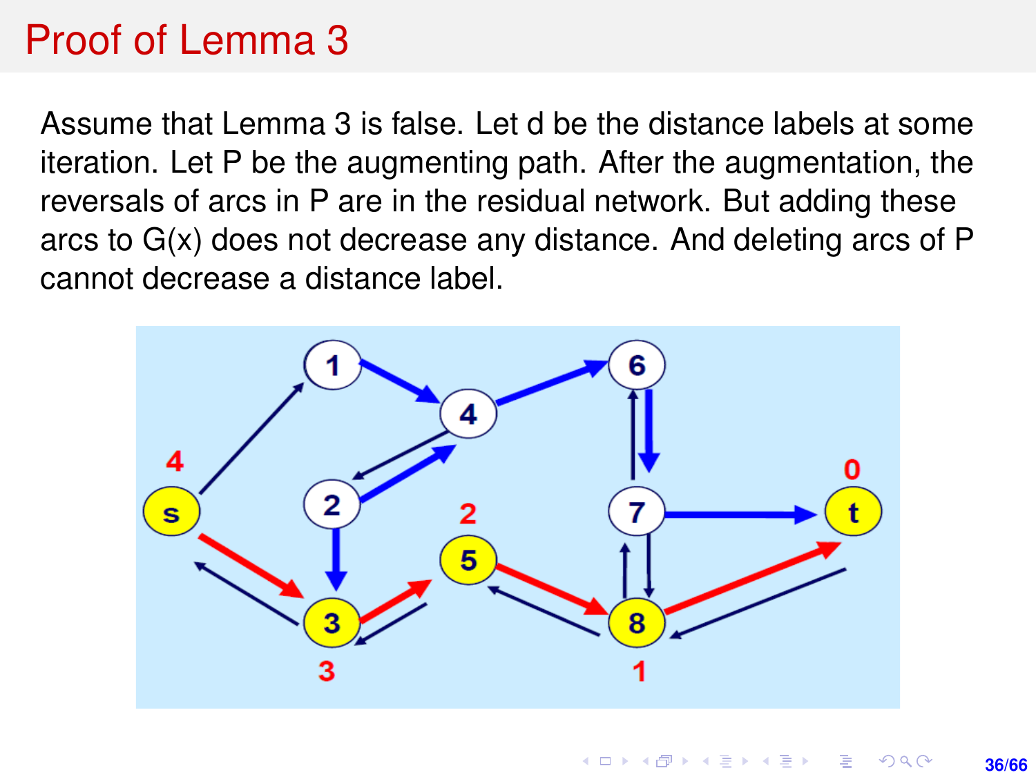# Proof of Lemma 3

Assume that Lemma 3 is false. Let d be the distance labels at some iteration. Let P be the augmenting path. After the augmentation, the reversals of arcs in P are in the residual network. But adding these arcs to G(x) does not decrease any distance. And deleting arcs of P cannot decrease a distance label.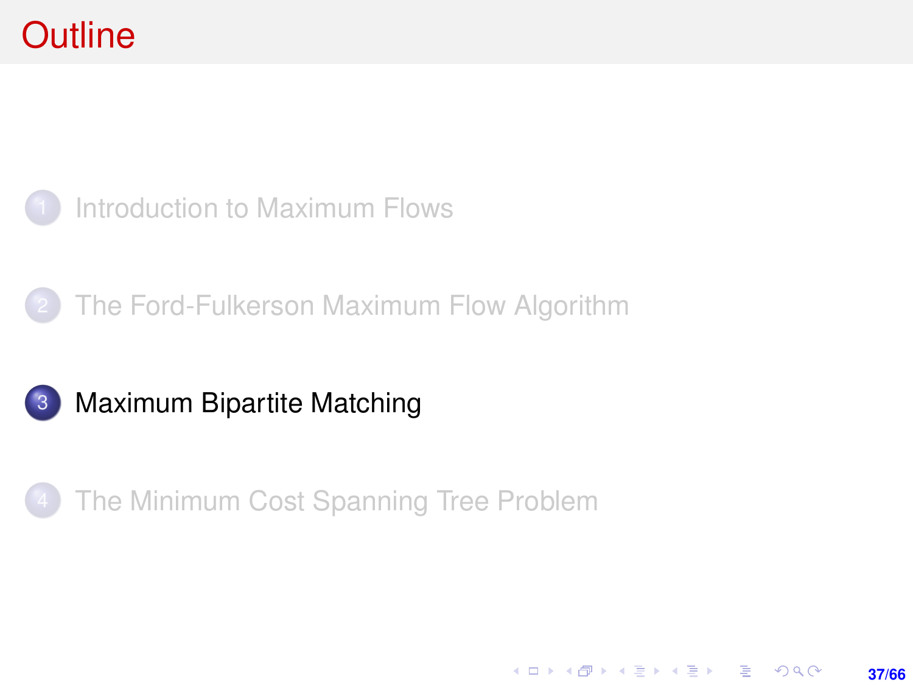# Outline

1. Introduction to Maximum Flows

2. The Ford-Fulkerson Maximum Flow Algorithm

3. **Maximum Bipartite Matching**

4. The Minimum Cost Spanning Tree Problem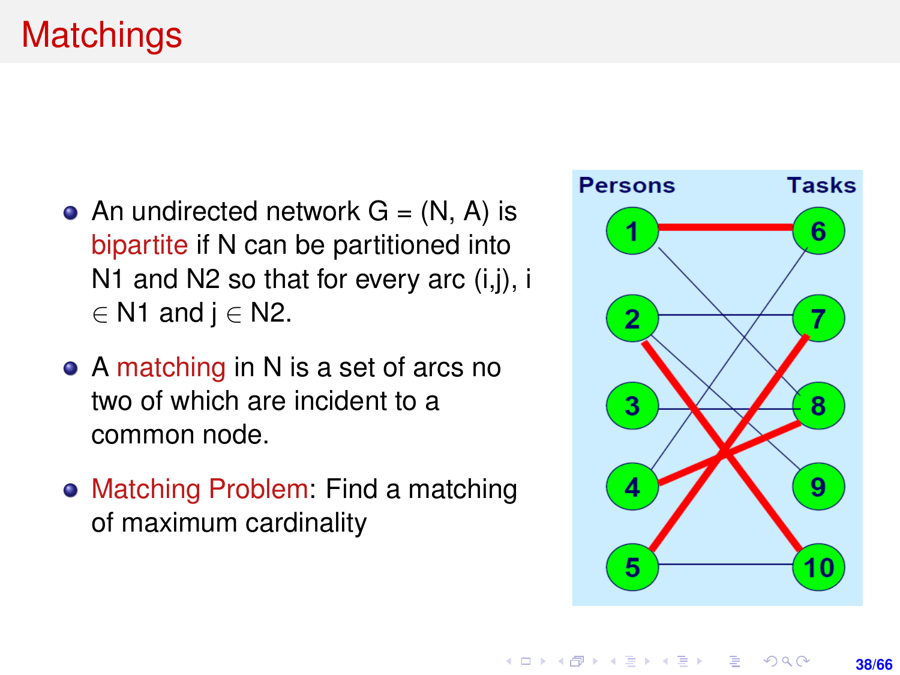# Matchings

- An undirected network G = (N, A) is bipartite if N can be partitioned into N1 and N2 so that for every arc (i,j), i $\in$ N1 and j $\in$ N2.
- A matching in N is a set of arcs no two of which are incident to a common node.
- Matching Problem: Find a matching of maximum cardinality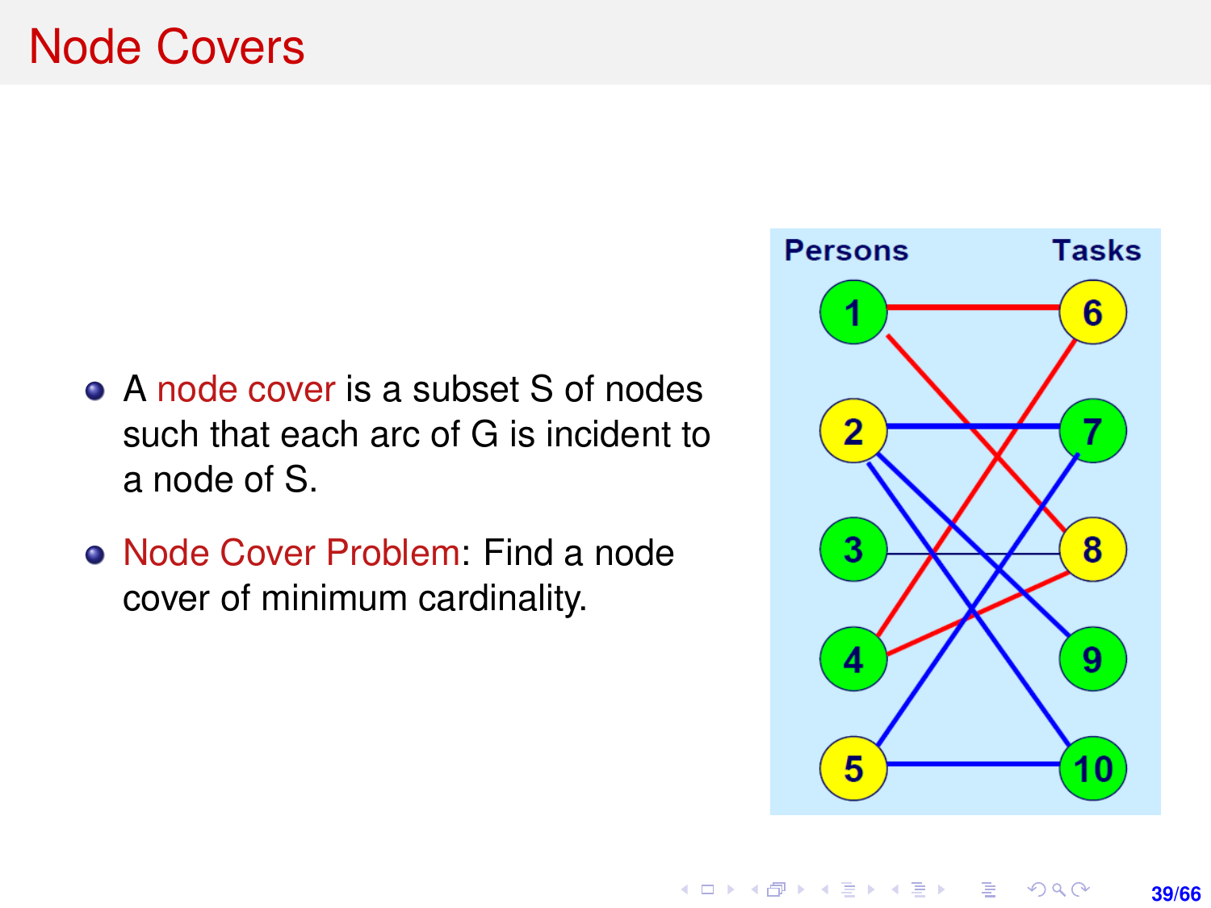# Node Covers

- A node cover is a subset S of nodes such that each arc of G is incident to a node of S.
- Node Cover Problem: Find a node cover of minimum cardinality.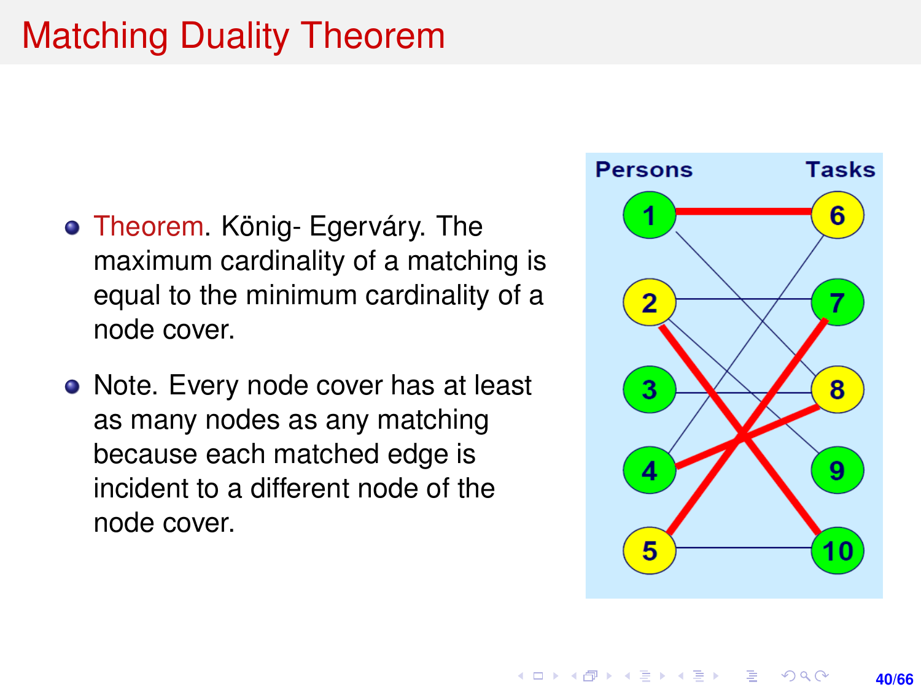# Matching Duality Theorem

- Theorem. König- Egerváry. The maximum cardinality of a matching is equal to the minimum cardinality of a node cover.
- Note. Every node cover has at least as many nodes as any matching because each matched edge is incident to a different node of the node cover.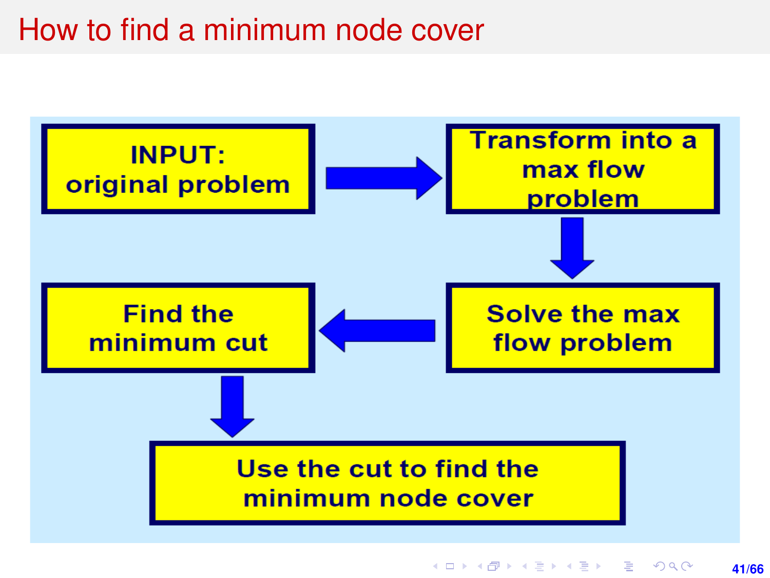# How to find a minimum node cover

INPUT: original problem → Transform into a max flow problem → Solve the max flow problem → Find the minimum cut → Use the cut to find the minimum node cover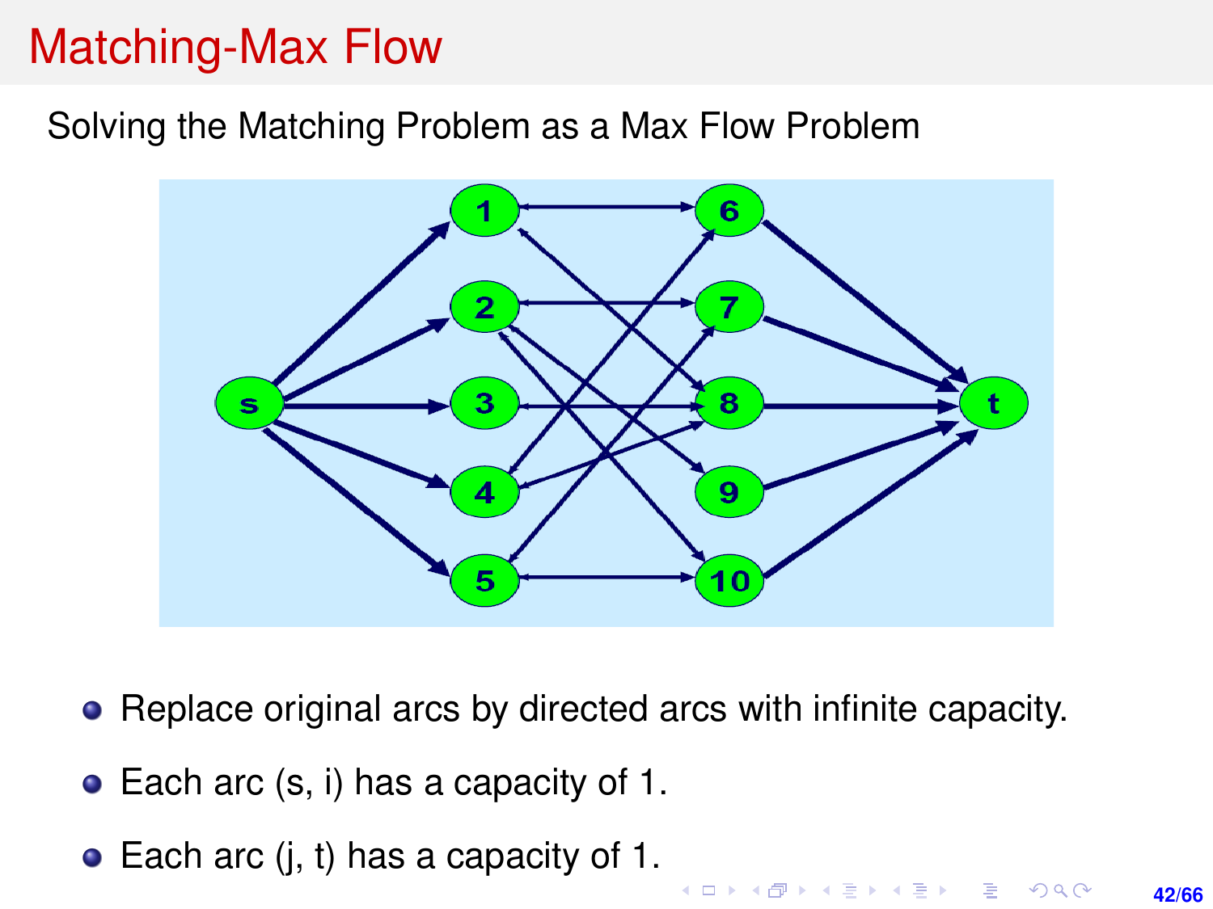# Matching-Max Flow

Solving the Matching Problem as a Max Flow Problem

- Replace original arcs by directed arcs with infinite capacity.
- Each arc (s, i) has a capacity of 1.
- Each arc (j, t) has a capacity of 1.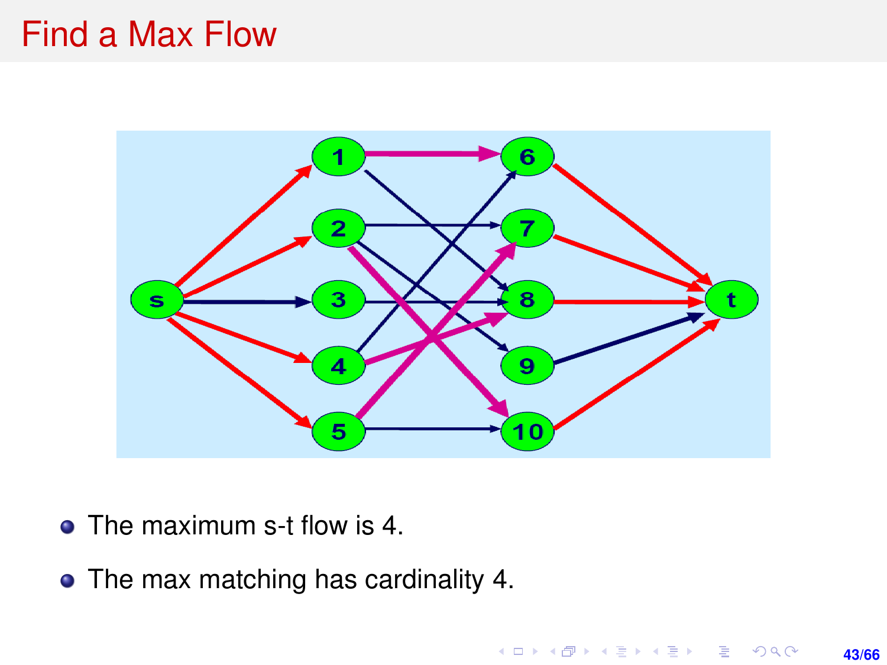# Find a Max Flow

- The maximum s-t flow is 4.
- The max matching has cardinality 4.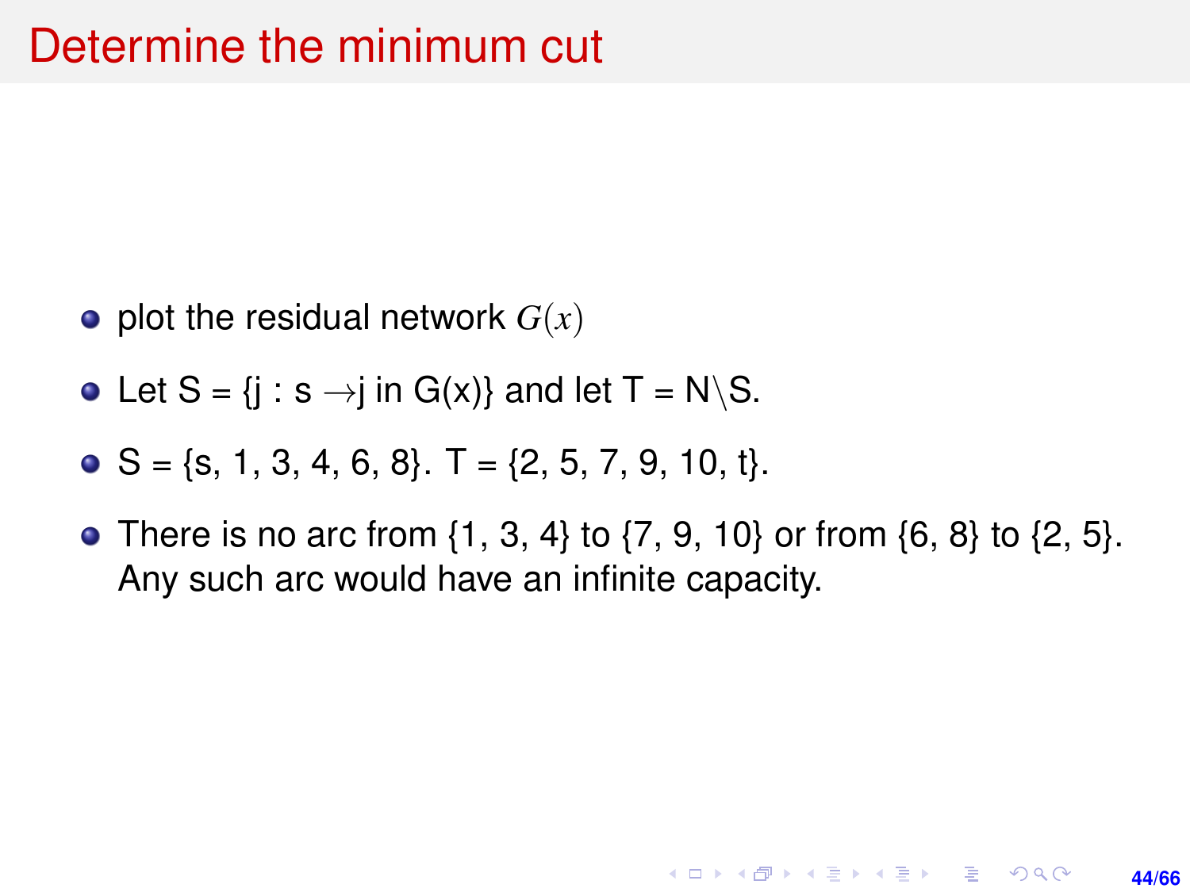# Determine the minimum cut

- plot the residual network $G(x)$
- Let S = {j : s $\rightarrow$j in G(x)} and let T = N$\setminus$S.
- S = {s, 1, 3, 4, 6, 8}. T = {2, 5, 7, 9, 10, t}.
- There is no arc from {1, 3, 4} to {7, 9, 10} or from {6, 8} to {2, 5}. Any such arc would have an infinite capacity.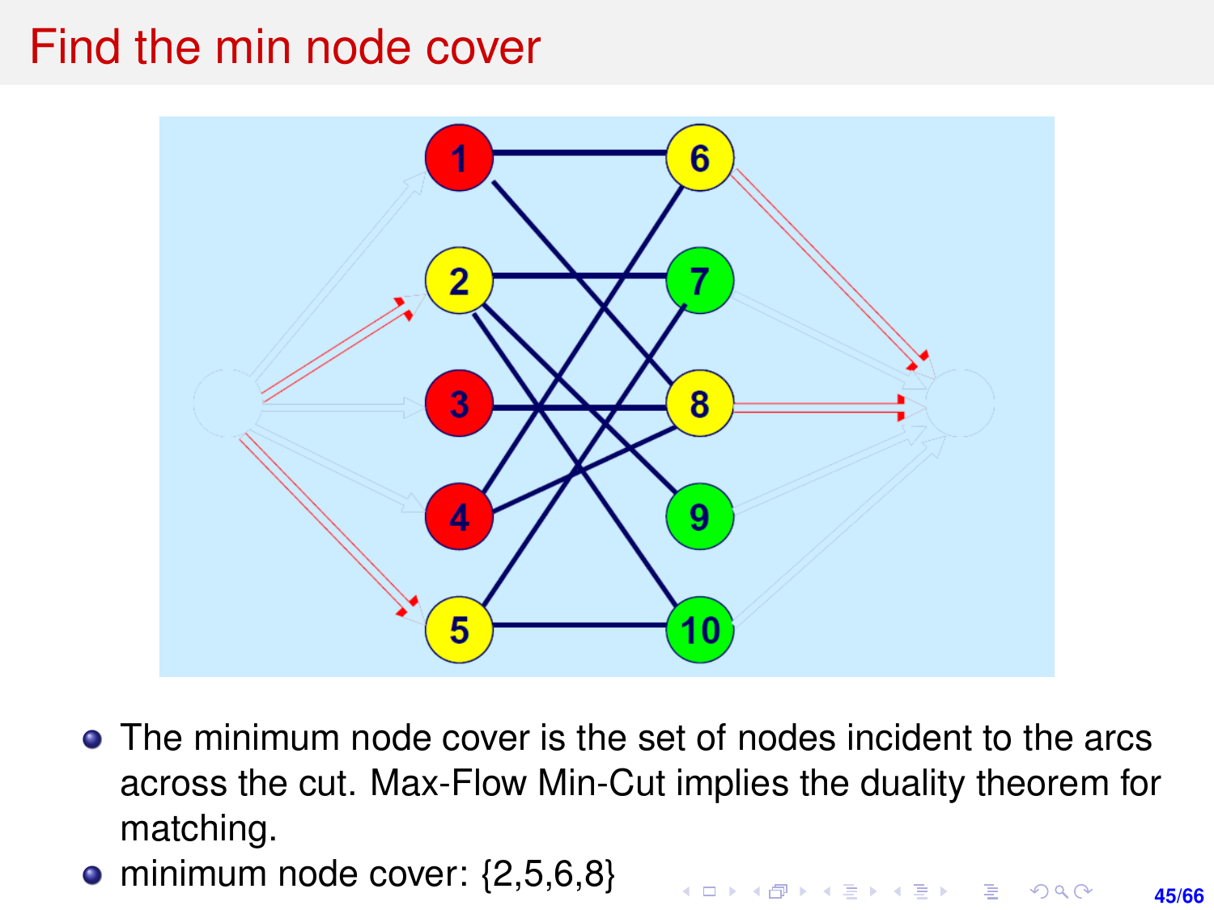# Find the min node cover

- The minimum node cover is the set of nodes incident to the arcs across the cut. Max-Flow Min-Cut implies the duality theorem for matching.
- minimum node cover: {2,5,6,8}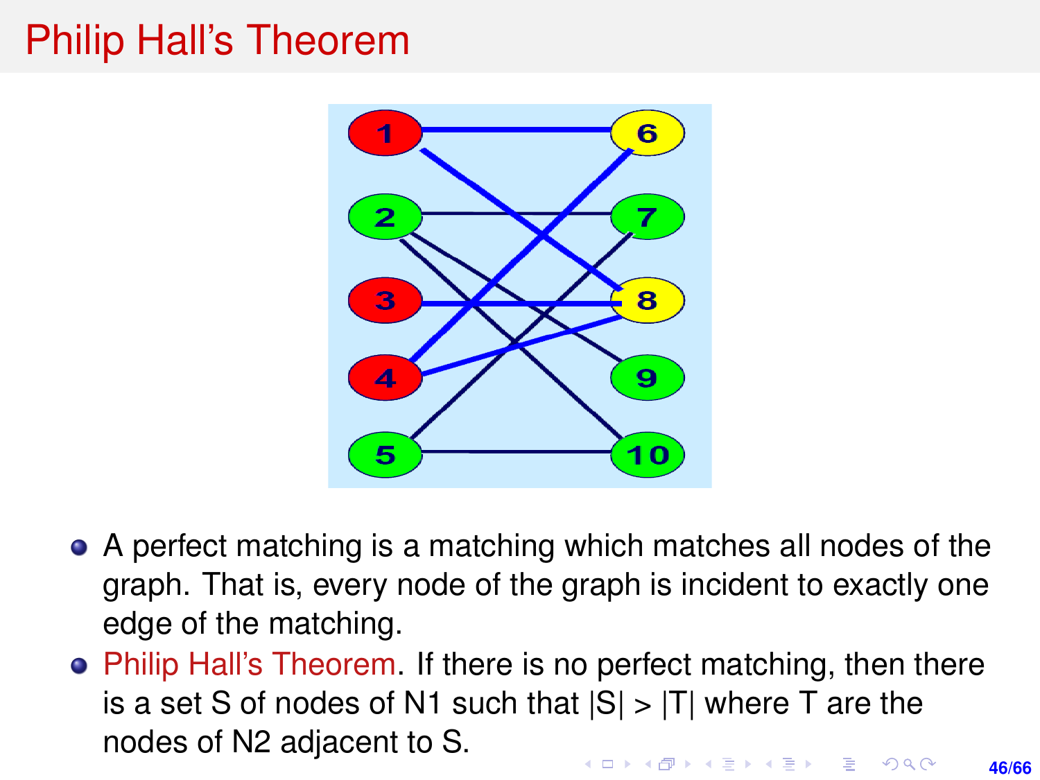# Philip Hall's Theorem

- A perfect matching is a matching which matches all nodes of the graph. That is, every node of the graph is incident to exactly one edge of the matching.
- Philip Hall's Theorem. If there is no perfect matching, then there is a set S of nodes of N1 such that |S| > |T| where T are the nodes of N2 adjacent to S.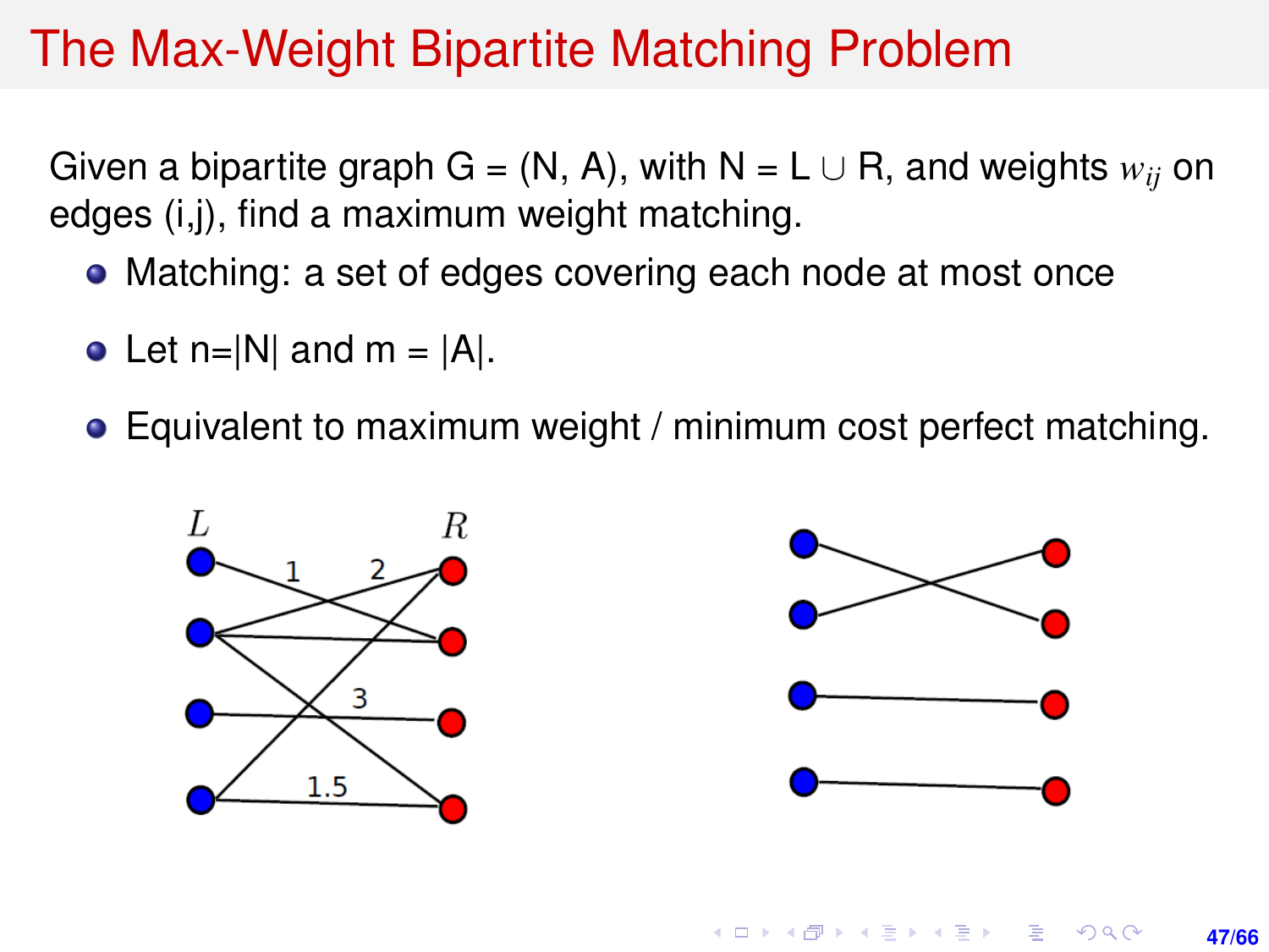# The Max-Weight Bipartite Matching Problem

Given a bipartite graph G = (N, A), with N = L ∪ R, and weights $w_{ij}$ on edges (i,j), find a maximum weight matching.

- Matching: a set of edges covering each node at most once
- Let n=|N| and m = |A|.
- Equivalent to maximum weight / minimum cost perfect matching.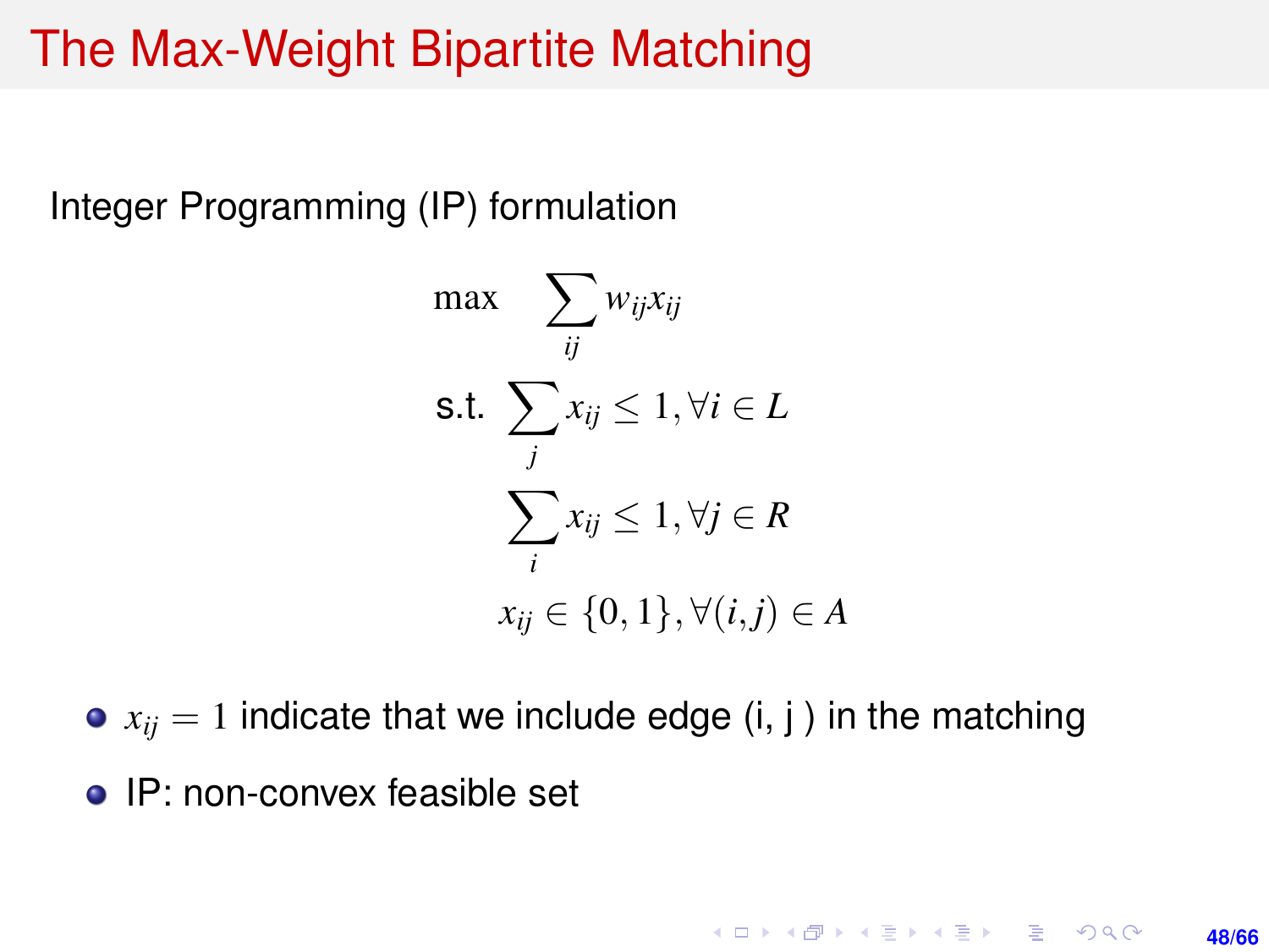# The Max-Weight Bipartite Matching

Integer Programming (IP) formulation

$$
\begin{aligned}
\max \quad & \sum_{ij} w_{ij} x_{ij} \\
\text{s.t.} \quad & \sum_{j} x_{ij} \leq 1, \forall i \in L \\
& \sum_{i} x_{ij} \leq 1, \forall j \in R \\
& x_{ij} \in \{0, 1\}, \forall (i, j) \in A
\end{aligned}
$$

- $x_{ij} = 1$ indicate that we include edge (i, j ) in the matching
- IP: non-convex feasible set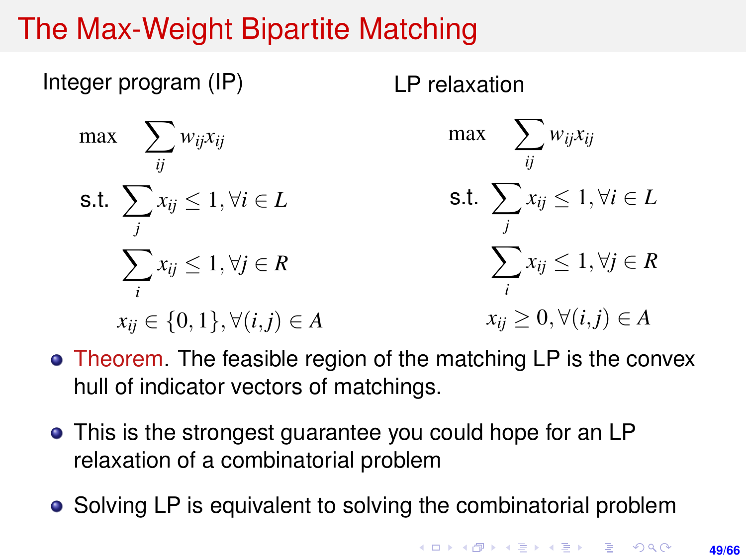# The Max-Weight Bipartite Matching

Integer program (IP)

$$
\begin{aligned}
\max \quad & \sum_{ij} w_{ij} x_{ij} \\
\text{s.t.} \quad & \sum_{j} x_{ij} \leq 1, \forall i \in L \\
& \sum_{i} x_{ij} \leq 1, \forall j \in R \\
& x_{ij} \in \{0, 1\}, \forall (i,j) \in A
\end{aligned}
$$

LP relaxation

$$
\begin{aligned}
\max \quad & \sum_{ij} w_{ij} x_{ij} \\
\text{s.t.} \quad & \sum_{j} x_{ij} \leq 1, \forall i \in L \\
& \sum_{i} x_{ij} \leq 1, \forall j \in R \\
& x_{ij} \geq 0, \forall (i,j) \in A
\end{aligned}
$$

- Theorem. The feasible region of the matching LP is the convex hull of indicator vectors of matchings.
- This is the strongest guarantee you could hope for an LP relaxation of a combinatorial problem
- Solving LP is equivalent to solving the combinatorial problem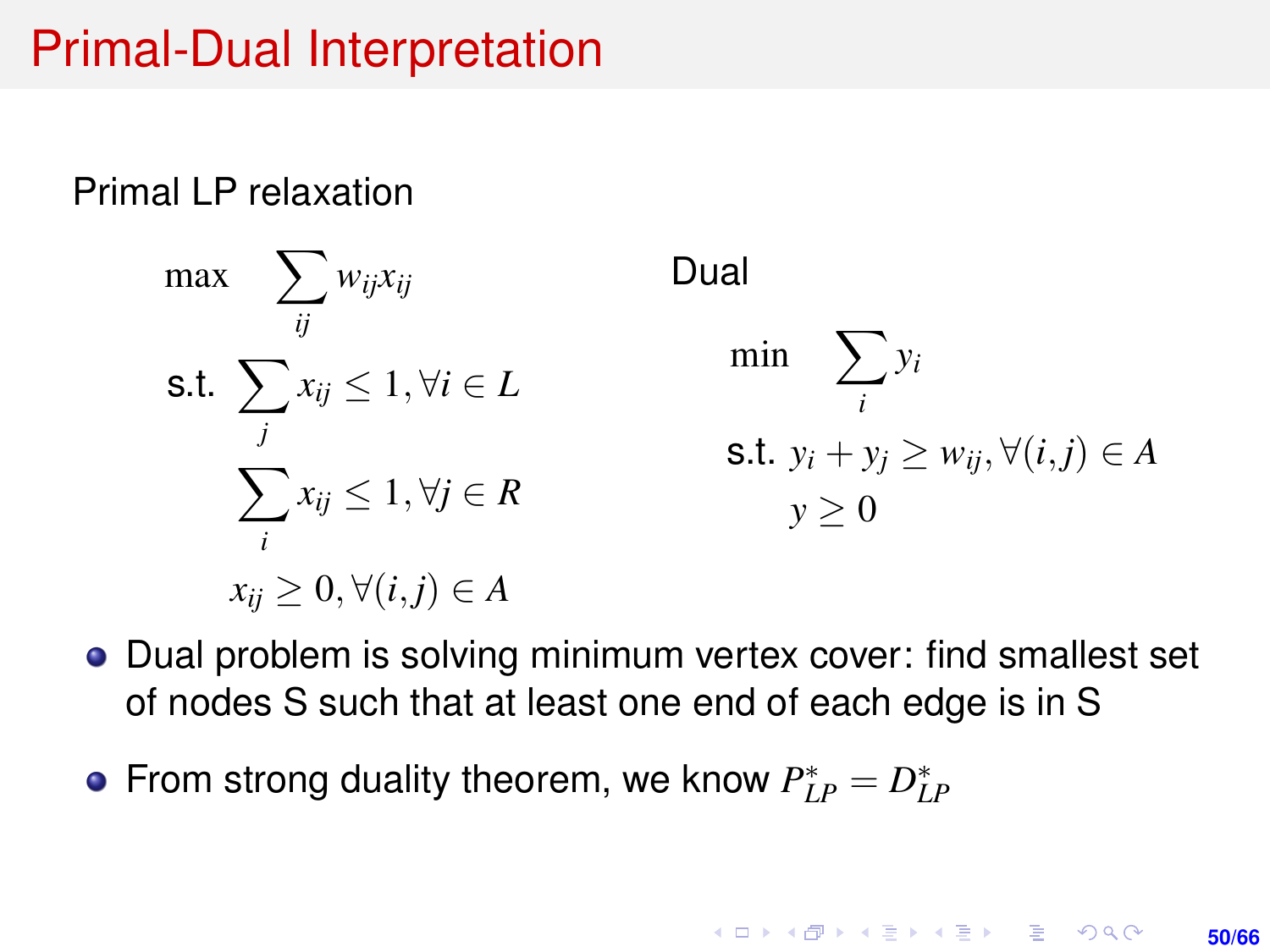# Primal-Dual Interpretation

Primal LP relaxation

$$
\begin{aligned}
\max \quad & \sum_{ij} w_{ij} x_{ij} \\
\text{s.t.} \quad & \sum_{j} x_{ij} \leq 1, \forall i \in L \\
& \sum_{i} x_{ij} \leq 1, \forall j \in R \\
& x_{ij} \geq 0, \forall (i,j) \in A
\end{aligned}
$$

Dual

$$
\begin{aligned}
\min \quad & \sum_{i} y_i \\
\text{s.t.} \quad & y_i + y_j \geq w_{ij}, \forall (i,j) \in A \\
& y \geq 0
\end{aligned}
$$

- Dual problem is solving minimum vertex cover: find smallest set of nodes S such that at least one end of each edge is in S
- From strong duality theorem, we know $P^*_{LP} = D^*_{LP}$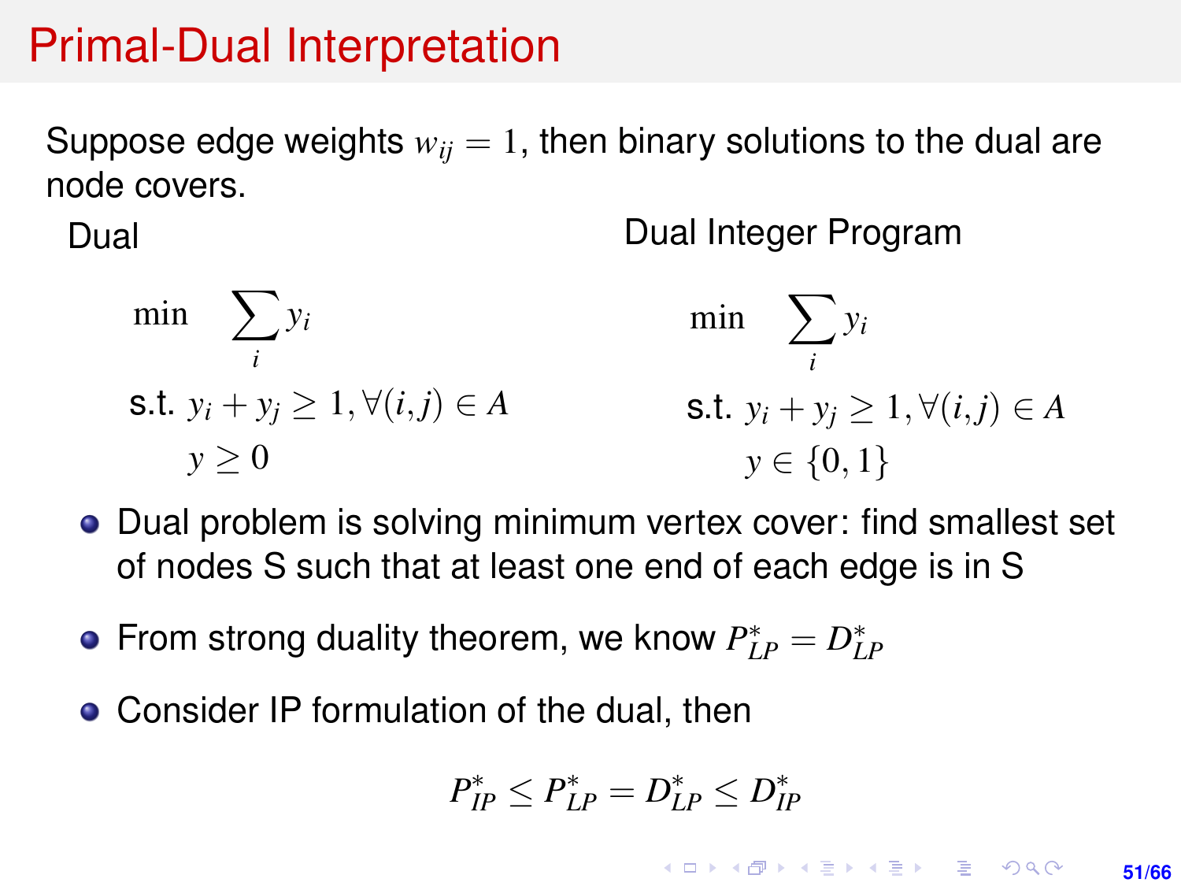# Primal-Dual Interpretation

Suppose edge weights $w_{ij} = 1$, then binary solutions to the dual are node covers.

Dual

$$
\begin{aligned}
\min \quad & \sum_i y_i \\
\text{s.t. } & y_i + y_j \geq 1, \forall (i,j) \in A \\
& y \geq 0
\end{aligned}
$$

Dual Integer Program

$$
\begin{aligned}
\min \quad & \sum_i y_i \\
\text{s.t. } & y_i + y_j \geq 1, \forall (i,j) \in A \\
& y \in \{0, 1\}
\end{aligned}
$$

- Dual problem is solving minimum vertex cover: find smallest set of nodes S such that at least one end of each edge is in S
- From strong duality theorem, we know $P^*_{LP} = D^*_{LP}$
- Consider IP formulation of the dual, then

$$P^*_{IP} \leq P^*_{LP} = D^*_{LP} \leq D^*_{IP}$$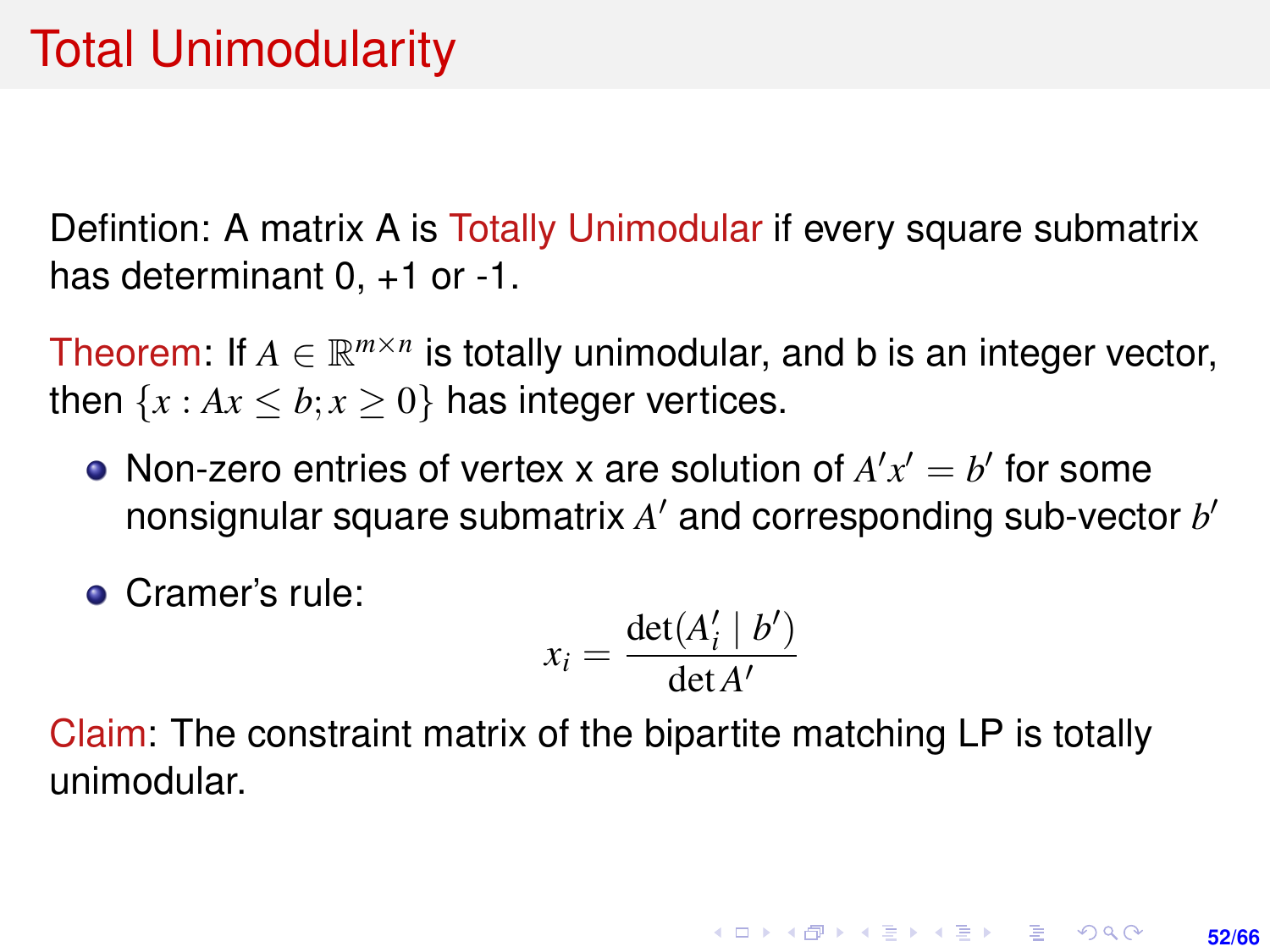# Total Unimodularity

Defintion: A matrix A is Totally Unimodular if every square submatrix has determinant 0, +1 or -1.

Theorem: If $A \in \mathbb{R}^{m \times n}$ is totally unimodular, and b is an integer vector, then $\{x : Ax \leq b; x \geq 0\}$ has integer vertices.

- Non-zero entries of vertex x are solution of $A'x' = b'$ for some nonsignular square submatrix $A'$ and corresponding sub-vector $b'$
- Cramer's rule:

$$x_i = \frac{\det(A'_i \mid b')}{\det A'}$$

Claim: The constraint matrix of the bipartite matching LP is totally unimodular.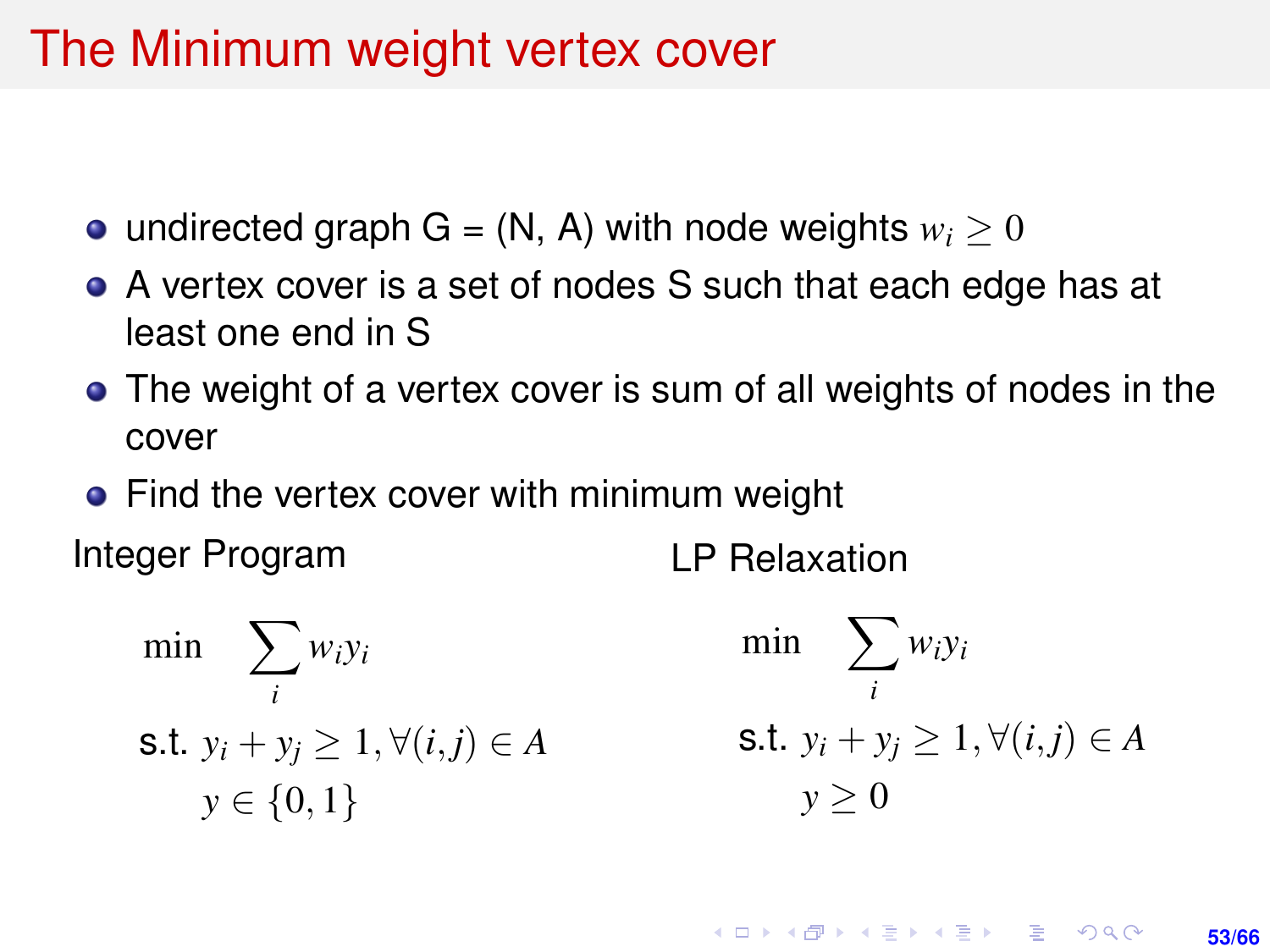# The Minimum weight vertex cover

- undirected graph G = (N, A) with node weights $w_i \geq 0$
- A vertex cover is a set of nodes S such that each edge has at least one end in S
- The weight of a vertex cover is sum of all weights of nodes in the cover
- Find the vertex cover with minimum weight

Integer Program

$$
\begin{aligned}
\min \quad & \sum_i w_i y_i \\
\text{s.t. } & y_i + y_j \geq 1, \forall (i,j) \in A \\
& y \in \{0, 1\}
\end{aligned}
$$

LP Relaxation

$$
\begin{aligned}
\min \quad & \sum_i w_i y_i \\
\text{s.t. } & y_i + y_j \geq 1, \forall (i,j) \in A \\
& y \geq 0
\end{aligned}
$$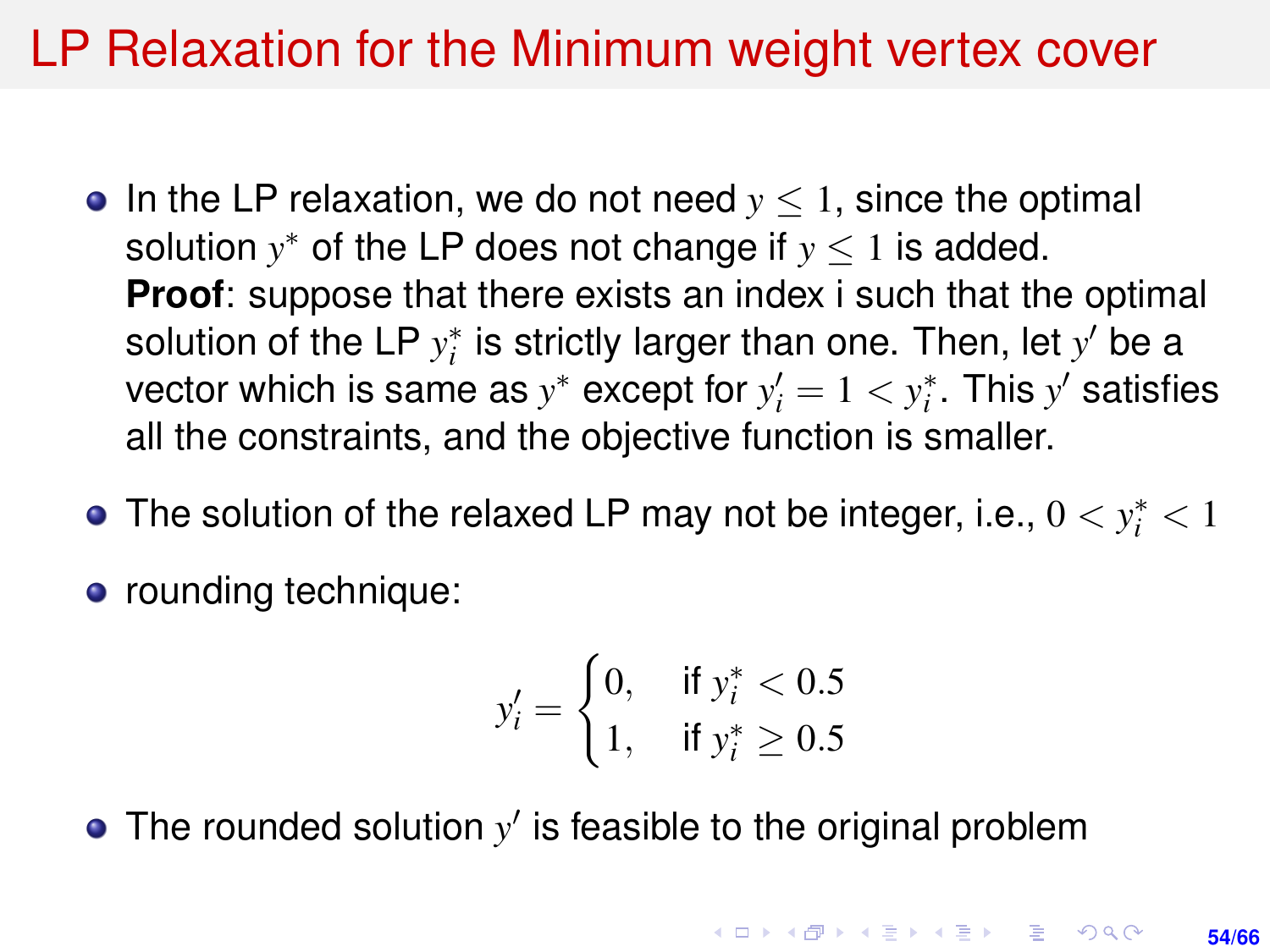# LP Relaxation for the Minimum weight vertex cover

- In the LP relaxation, we do not need $y \leq 1$, since the optimal solution $y^*$ of the LP does not change if $y \leq 1$ is added.
  **Proof**: suppose that there exists an index i such that the optimal solution of the LP $y_i^*$ is strictly larger than one. Then, let $y'$ be a vector which is same as $y^*$ except for $y_i' = 1 < y_i^*$. This $y'$ satisfies all the constraints, and the objective function is smaller.
- The solution of the relaxed LP may not be integer, i.e., $0 < y_i^* < 1$
- rounding technique:

$$y_i' = \begin{cases} 0, & \text{if } y_i^* < 0.5 \\ 1, & \text{if } y_i^* \geq 0.5 \end{cases}$$

- The rounded solution $y'$ is feasible to the original problem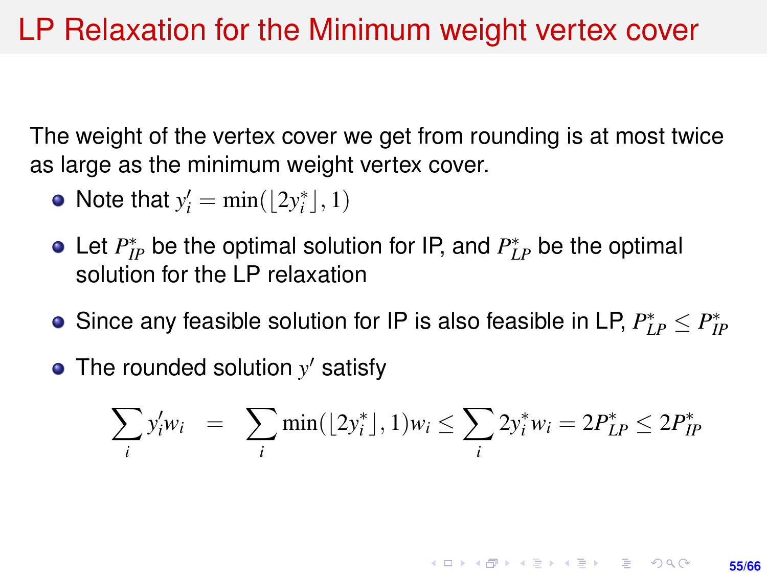# LP Relaxation for the Minimum weight vertex cover

The weight of the vertex cover we get from rounding is at most twice as large as the minimum weight vertex cover.

- Note that $y_i' = \min(\lfloor 2y_i^* \rfloor, 1)$
- Let $P_{IP}^*$ be the optimal solution for IP, and $P_{LP}^*$ be the optimal solution for the LP relaxation
- Since any feasible solution for IP is also feasible in LP, $P_{LP}^* \leq P_{IP}^*$
- The rounded solution $y'$ satisfy

$$\sum_i y_i' w_i \;\; = \;\; \sum_i \min(\lfloor 2y_i^* \rfloor, 1) w_i \leq \sum_i 2y_i^* w_i = 2P_{LP}^* \leq 2P_{IP}^*$$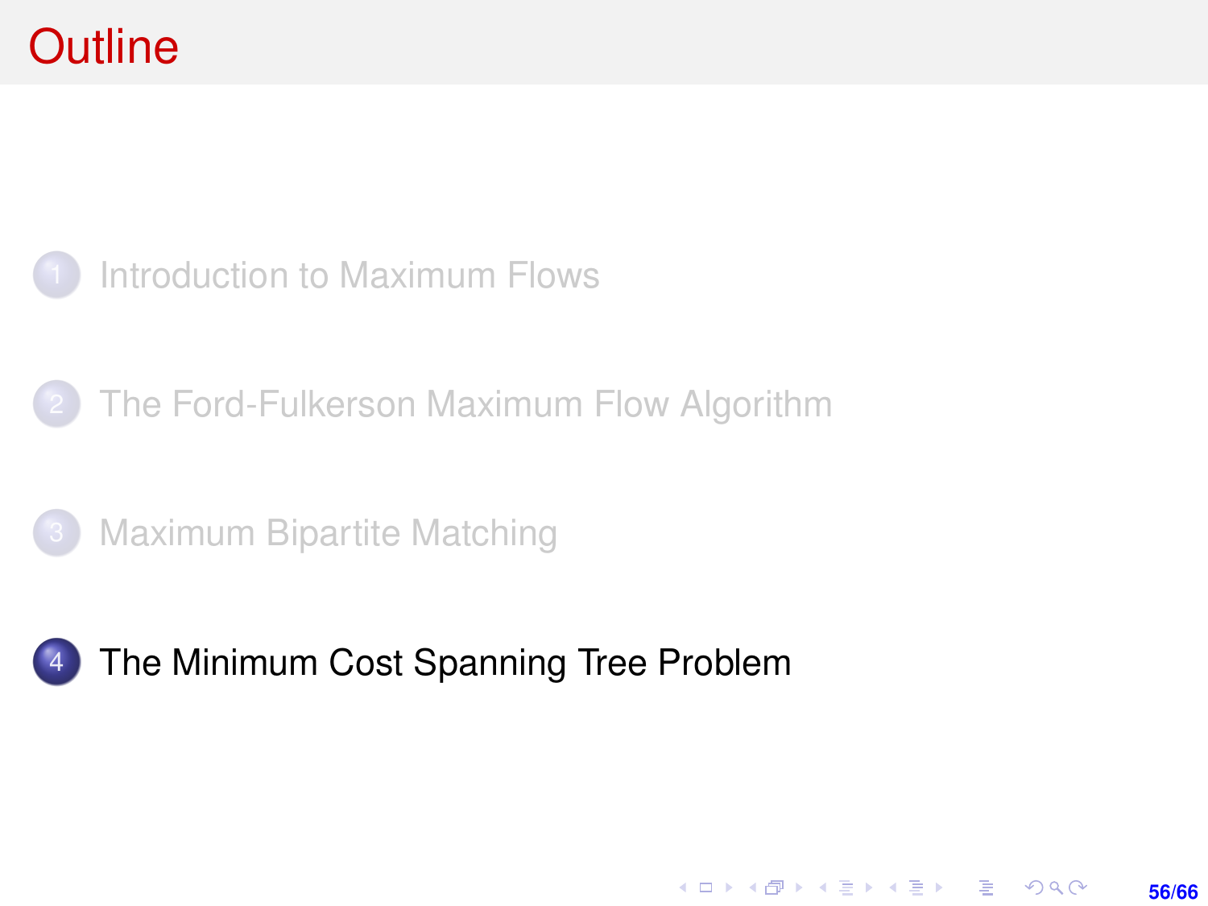# Outline

1. Introduction to Maximum Flows

2. The Ford-Fulkerson Maximum Flow Algorithm

3. Maximum Bipartite Matching

4. The Minimum Cost Spanning Tree Problem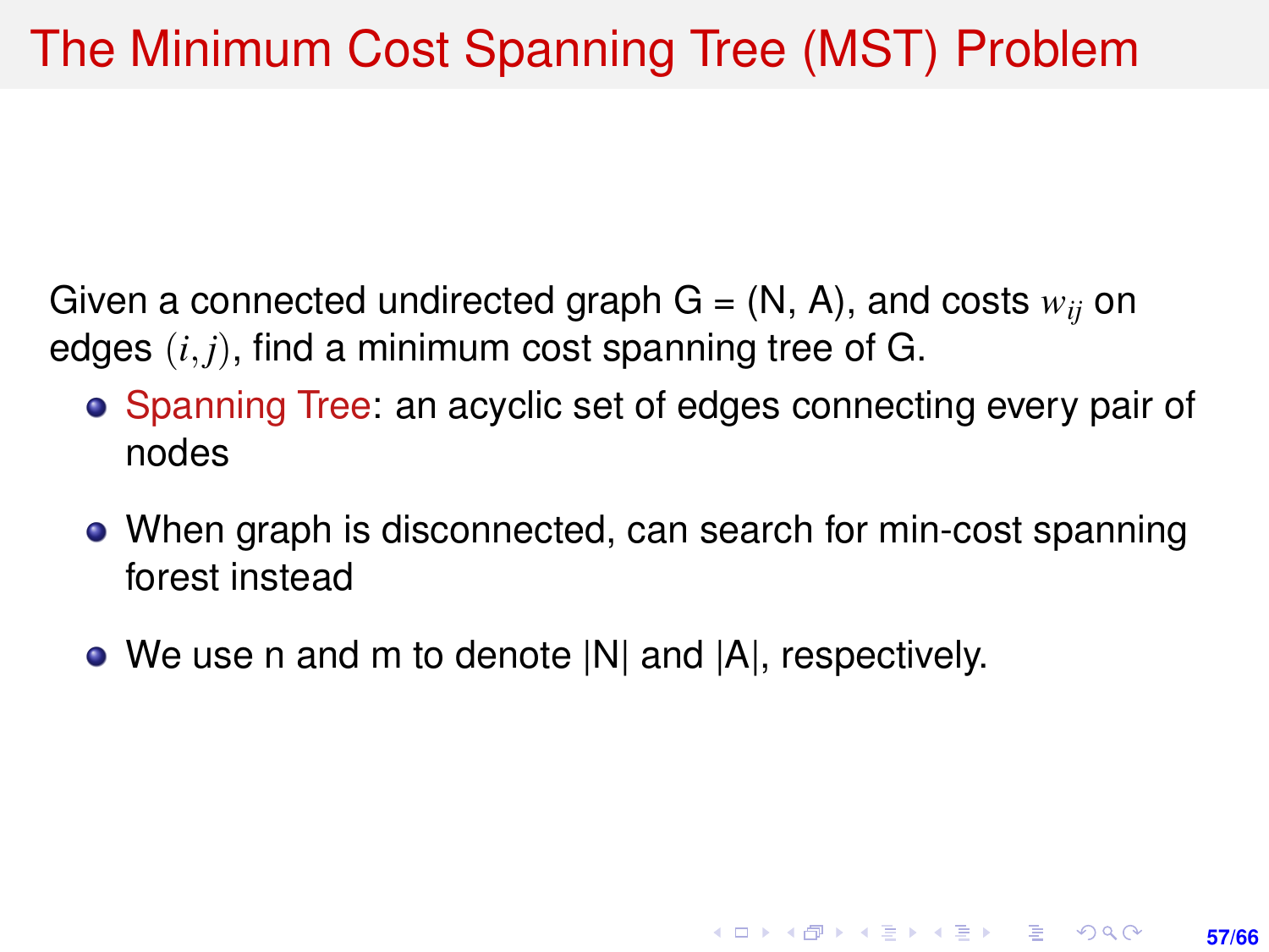# The Minimum Cost Spanning Tree (MST) Problem

Given a connected undirected graph G = (N, A), and costs $w_{ij}$ on edges $(i, j)$, find a minimum cost spanning tree of G.

- Spanning Tree: an acyclic set of edges connecting every pair of nodes
- When graph is disconnected, can search for min-cost spanning forest instead
- We use n and m to denote |N| and |A|, respectively.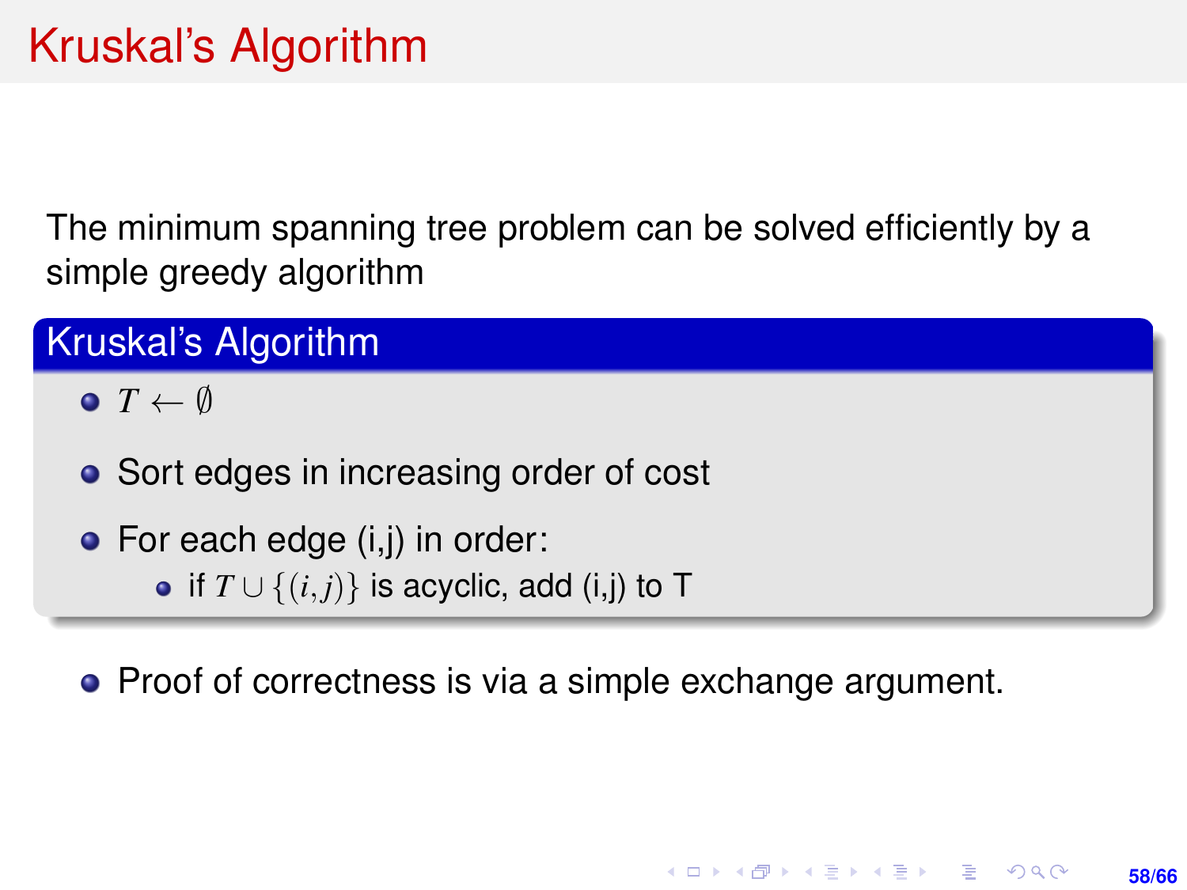# Kruskal's Algorithm

The minimum spanning tree problem can be solved efficiently by a simple greedy algorithm

## Kruskal's Algorithm

- $T \leftarrow \emptyset$
- Sort edges in increasing order of cost
- For each edge (i,j) in order:
  - if $T \cup \{(i,j)\}$ is acyclic, add (i,j) to T

- Proof of correctness is via a simple exchange argument.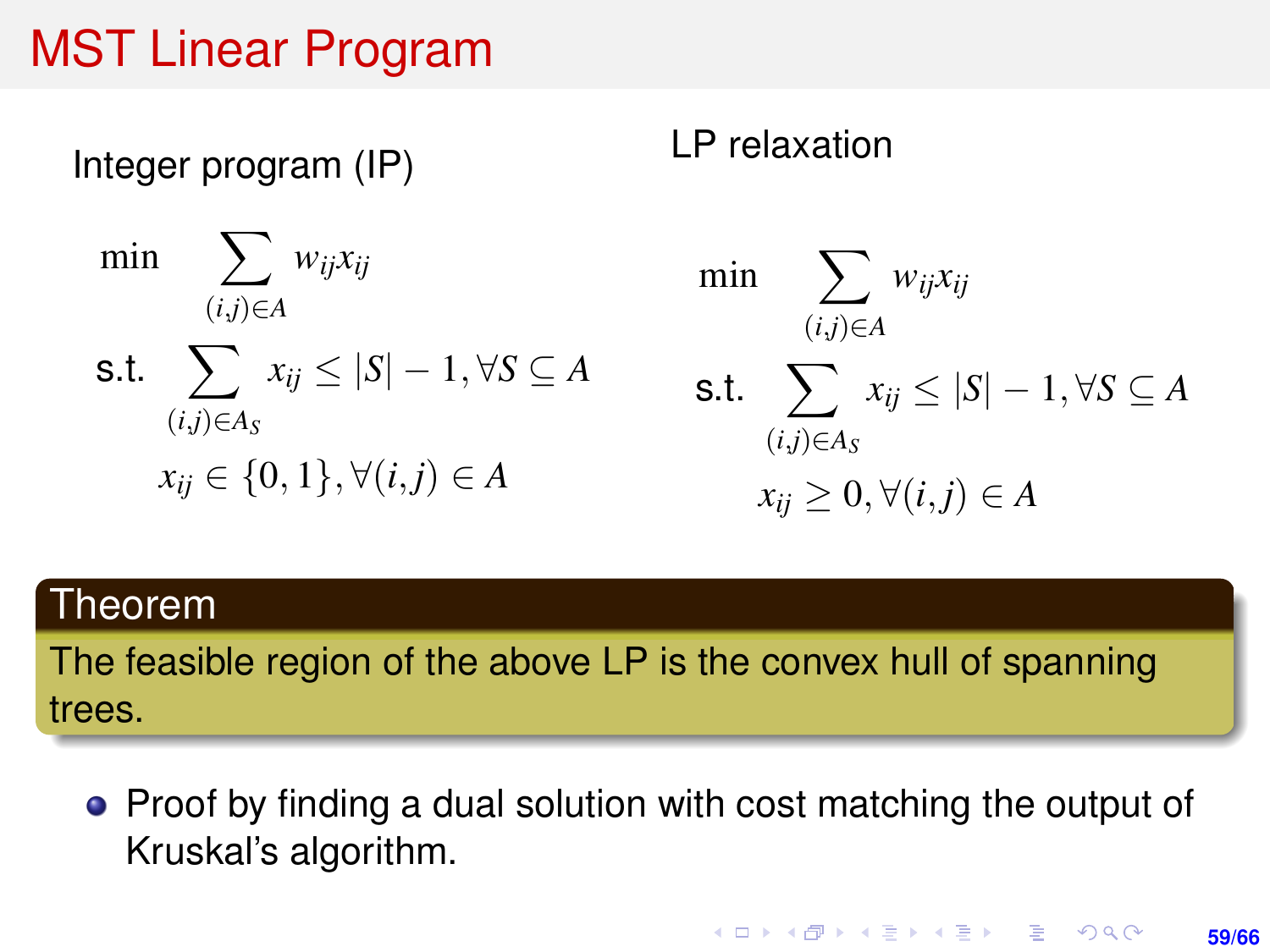# MST Linear Program

Integer program (IP)

$$
\begin{aligned}
\min \quad & \sum_{(i,j)\in A} w_{ij} x_{ij} \\
\text{s.t.} \quad & \sum_{(i,j)\in A_S} x_{ij} \le |S| - 1, \forall S \subseteq A \\
& x_{ij} \in \{0,1\}, \forall (i,j) \in A
\end{aligned}
$$

LP relaxation

$$
\begin{aligned}
\min \quad & \sum_{(i,j)\in A} w_{ij} x_{ij} \\
\text{s.t.} \quad & \sum_{(i,j)\in A_S} x_{ij} \le |S| - 1, \forall S \subseteq A \\
& x_{ij} \ge 0, \forall (i,j) \in A
\end{aligned}
$$

**Theorem**

The feasible region of the above LP is the convex hull of spanning trees.

- Proof by finding a dual solution with cost matching the output of Kruskal's algorithm.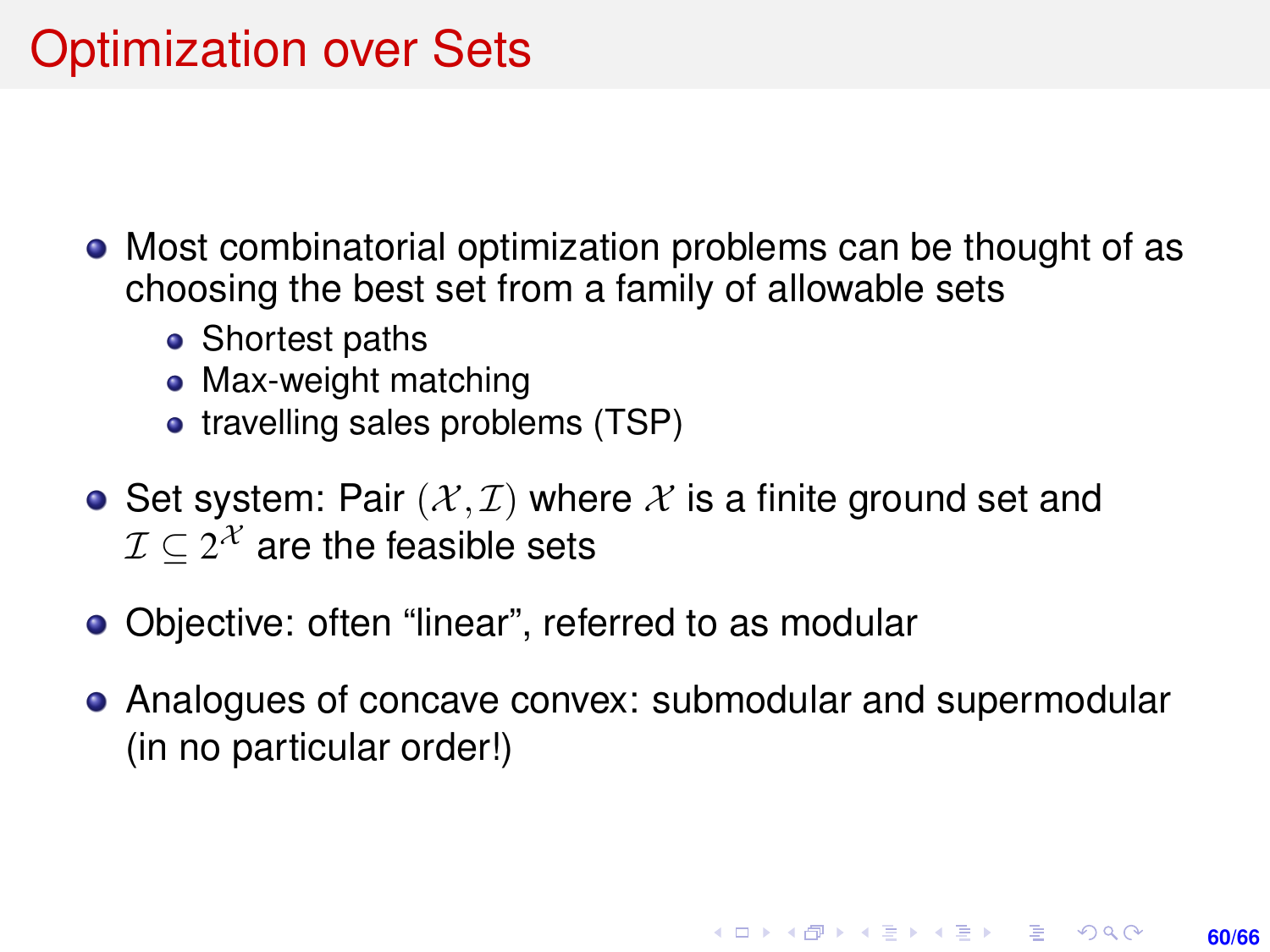# Optimization over Sets

- Most combinatorial optimization problems can be thought of as choosing the best set from a family of allowable sets
  - Shortest paths
  - Max-weight matching
  - travelling sales problems (TSP)
- Set system: Pair $(\mathcal{X}, \mathcal{I})$ where $\mathcal{X}$ is a finite ground set and $\mathcal{I} \subseteq 2^{\mathcal{X}}$ are the feasible sets
- Objective: often "linear", referred to as modular
- Analogues of concave convex: submodular and supermodular (in no particular order!)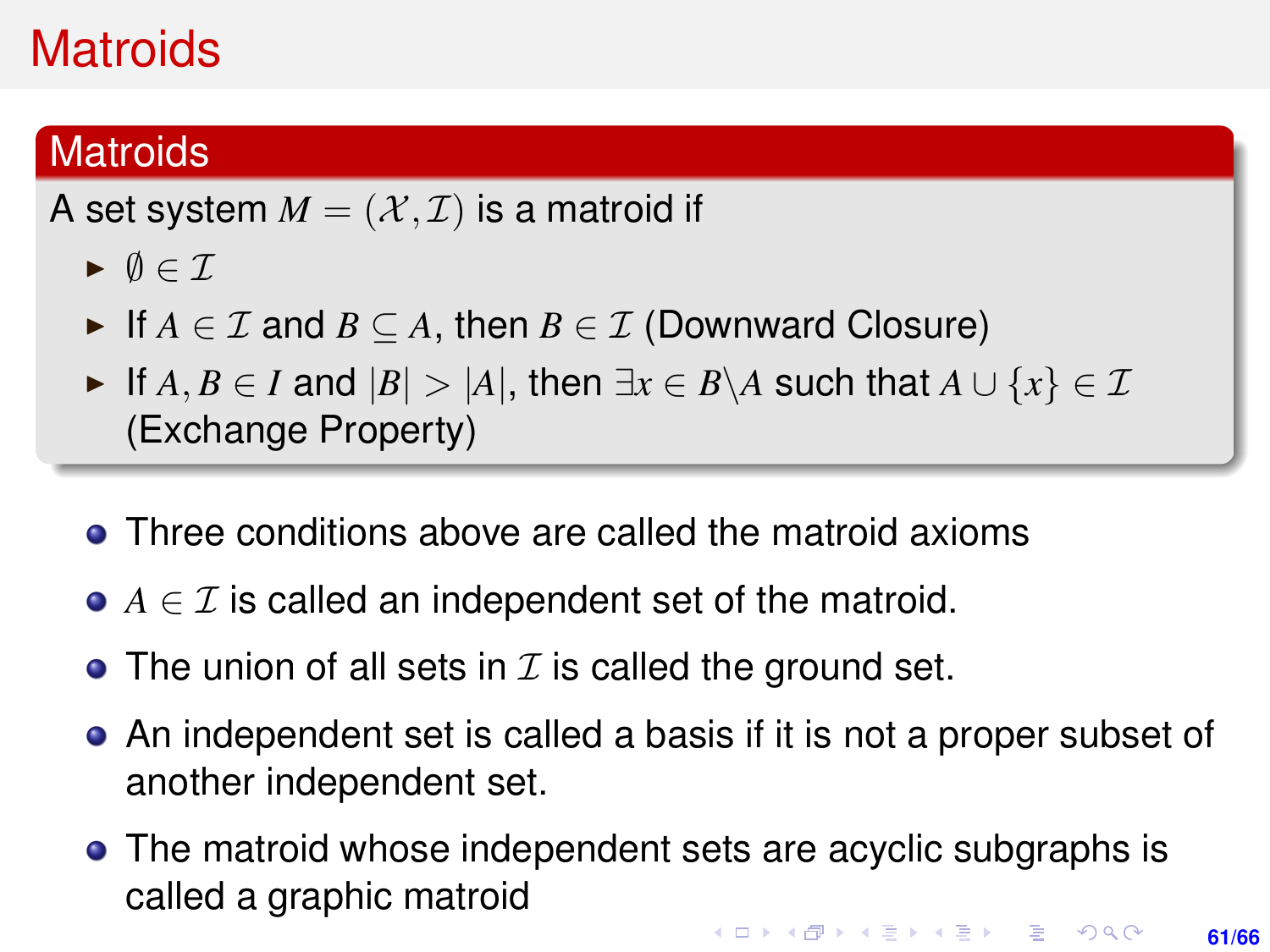# Matroids

## Matroids

A set system $M = (\mathcal{X}, \mathcal{I})$ is a matroid if

- $\emptyset \in \mathcal{I}$
- If $A \in \mathcal{I}$ and $B \subseteq A$, then $B \in \mathcal{I}$ (Downward Closure)
- If $A, B \in I$ and $|B| > |A|$, then $\exists x \in B \backslash A$ such that $A \cup \{x\} \in \mathcal{I}$ (Exchange Property)

- Three conditions above are called the matroid axioms
- $A \in \mathcal{I}$ is called an independent set of the matroid.
- The union of all sets in $\mathcal{I}$ is called the ground set.
- An independent set is called a basis if it is not a proper subset of another independent set.
- The matroid whose independent sets are acyclic subgraphs is called a graphic matroid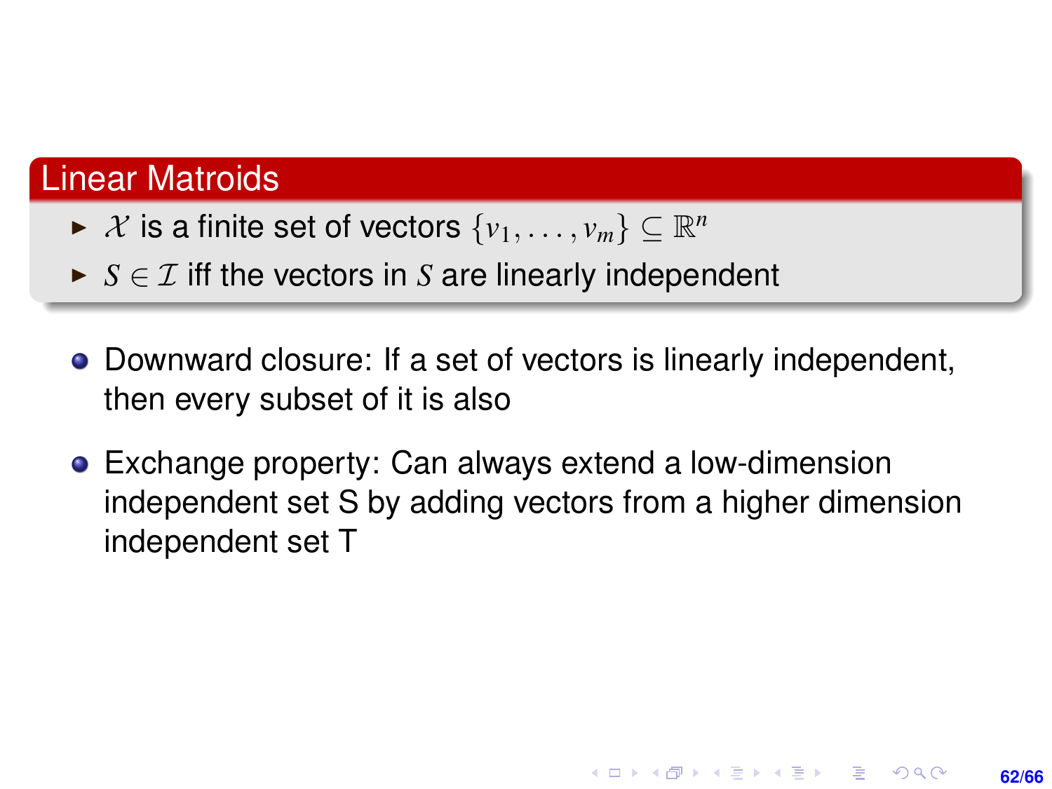## Linear Matroids

- $\mathcal{X}$ is a finite set of vectors $\{v_1, \ldots, v_m\} \subseteq \mathbb{R}^n$
- $S \in \mathcal{I}$ iff the vectors in $S$ are linearly independent

- Downward closure: If a set of vectors is linearly independent, then every subset of it is also
- Exchange property: Can always extend a low-dimension independent set S by adding vectors from a higher dimension independent set T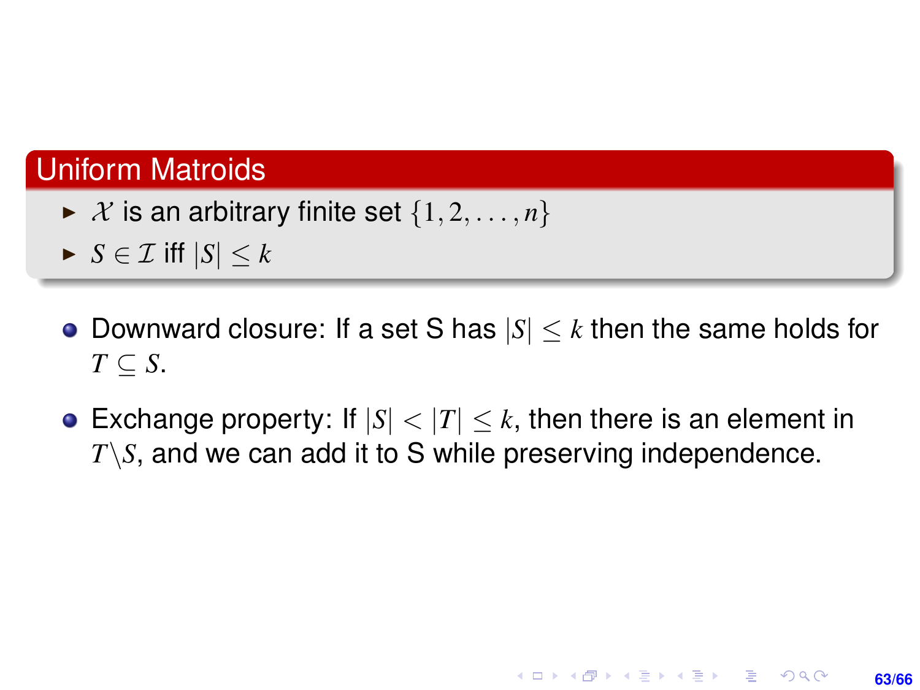## Uniform Matroids

- $\mathcal{X}$ is an arbitrary finite set $\{1, 2, \ldots, n\}$
- $S \in \mathcal{I}$ iff $|S| \leq k$

- Downward closure: If a set S has $|S| \leq k$ then the same holds for $T \subseteq S$.
- Exchange property: If $|S| < |T| \leq k$, then there is an element in $T \backslash S$, and we can add it to S while preserving independence.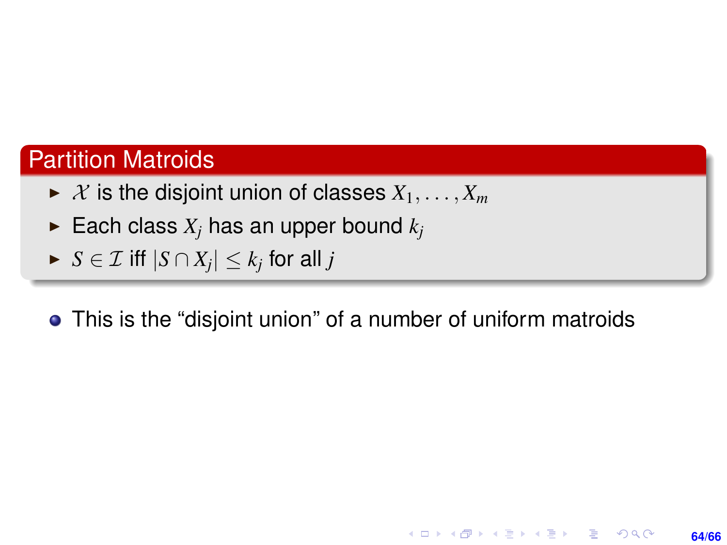## Partition Matroids

- $\mathcal{X}$ is the disjoint union of classes $X_1, \ldots, X_m$
- Each class $X_j$ has an upper bound $k_j$
- $S \in \mathcal{I}$ iff $|S \cap X_j| \leq k_j$ for all $j$

- This is the "disjoint union" of a number of uniform matroids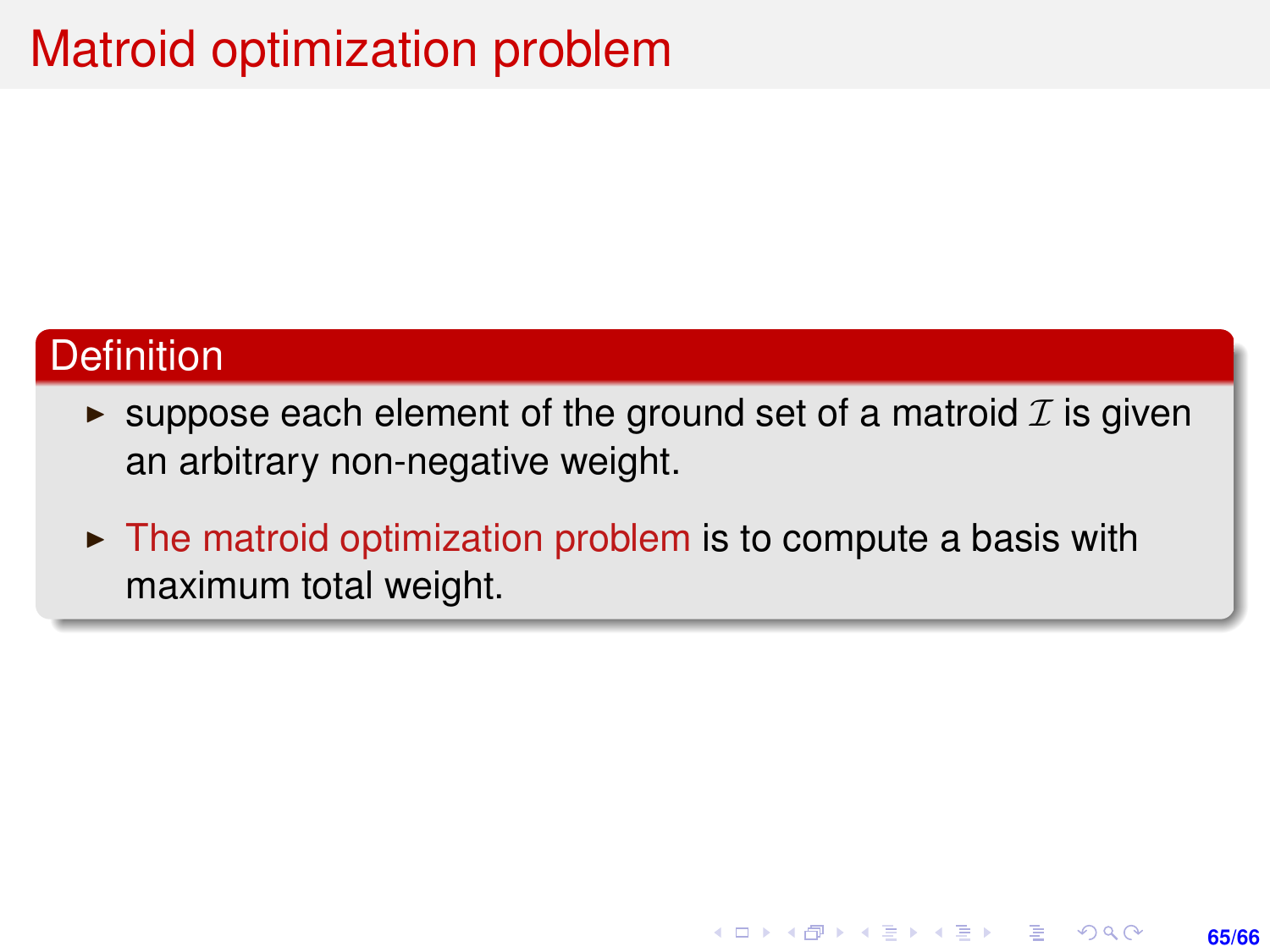# Matroid optimization problem

**Definition**

- suppose each element of the ground set of a matroid $\mathcal{I}$ is given an arbitrary non-negative weight.
- The matroid optimization problem is to compute a basis with maximum total weight.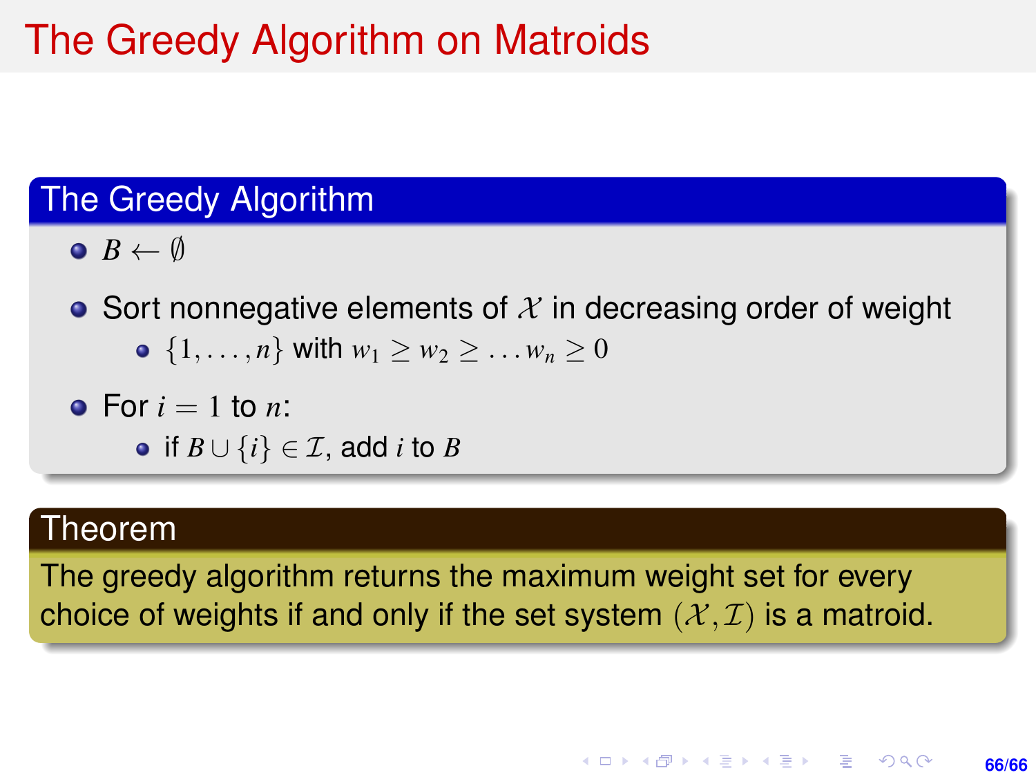# The Greedy Algorithm on Matroids

## The Greedy Algorithm

- $B \leftarrow \emptyset$
- Sort nonnegative elements of $\mathcal{X}$ in decreasing order of weight
  - $\{1, \ldots, n\}$ with $w_1 \geq w_2 \geq \ldots w_n \geq 0$
- For $i = 1$ to $n$:
  - if $B \cup \{i\} \in \mathcal{I}$, add $i$ to $B$

## Theorem

The greedy algorithm returns the maximum weight set for every choice of weights if and only if the set system $(\mathcal{X}, \mathcal{I})$ is a matroid.